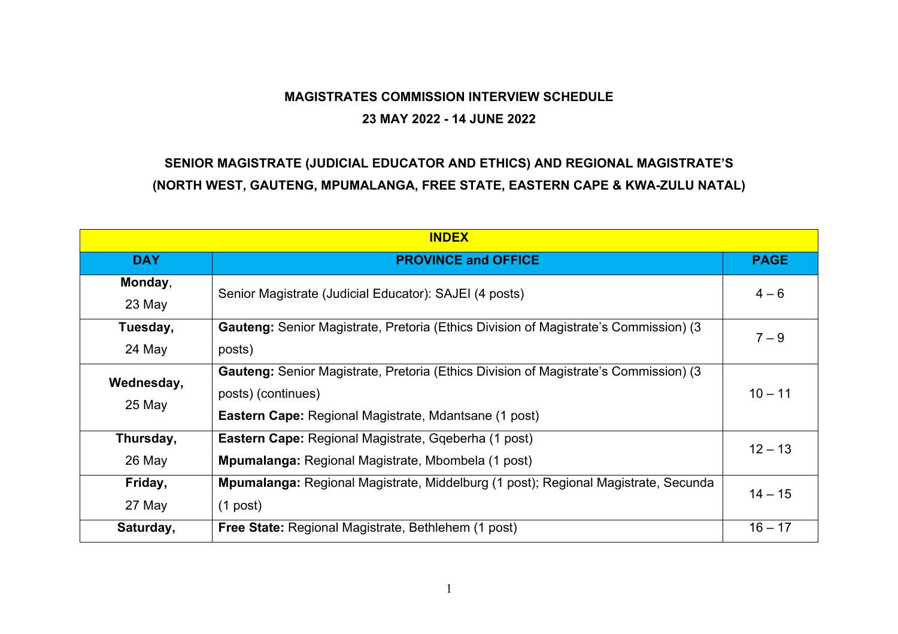**MAGISTRATES COMMISSION INTERVIEW SCHEDULE**

**23 MAY 2022 - 14 JUNE 2022**

**SENIOR MAGISTRATE (JUDICIAL EDUCATOR AND ETHICS) AND REGIONAL MAGISTRATE'S (NORTH WEST, GAUTENG, MPUMALANGA, FREE STATE, EASTERN CAPE & KWA-ZULU NATAL)**

| INDEX | | |
|---|---|---|
| **DAY** | **PROVINCE and OFFICE** | **PAGE** |
| **Monday**, 23 May | Senior Magistrate (Judicial Educator): SAJEI (4 posts) | 4 – 6 |
| **Tuesday,** 24 May | **Gauteng:** Senior Magistrate, Pretoria (Ethics Division of Magistrate's Commission) (3 posts) | 7 – 9 |
| **Wednesday,** 25 May | **Gauteng:** Senior Magistrate, Pretoria (Ethics Division of Magistrate's Commission) (3 posts) (continues)<br>**Eastern Cape:** Regional Magistrate, Mdantsane (1 post) | 10 – 11 |
| **Thursday,** 26 May | **Eastern Cape:** Regional Magistrate, Gqeberha (1 post)<br>**Mpumalanga:** Regional Magistrate, Mbombela (1 post) | 12 – 13 |
| **Friday,** 27 May | **Mpumalanga:** Regional Magistrate, Middelburg (1 post); Regional Magistrate, Secunda (1 post) | 14 – 15 |
| **Saturday,** | **Free State:** Regional Magistrate, Bethlehem (1 post) | 16 – 17 |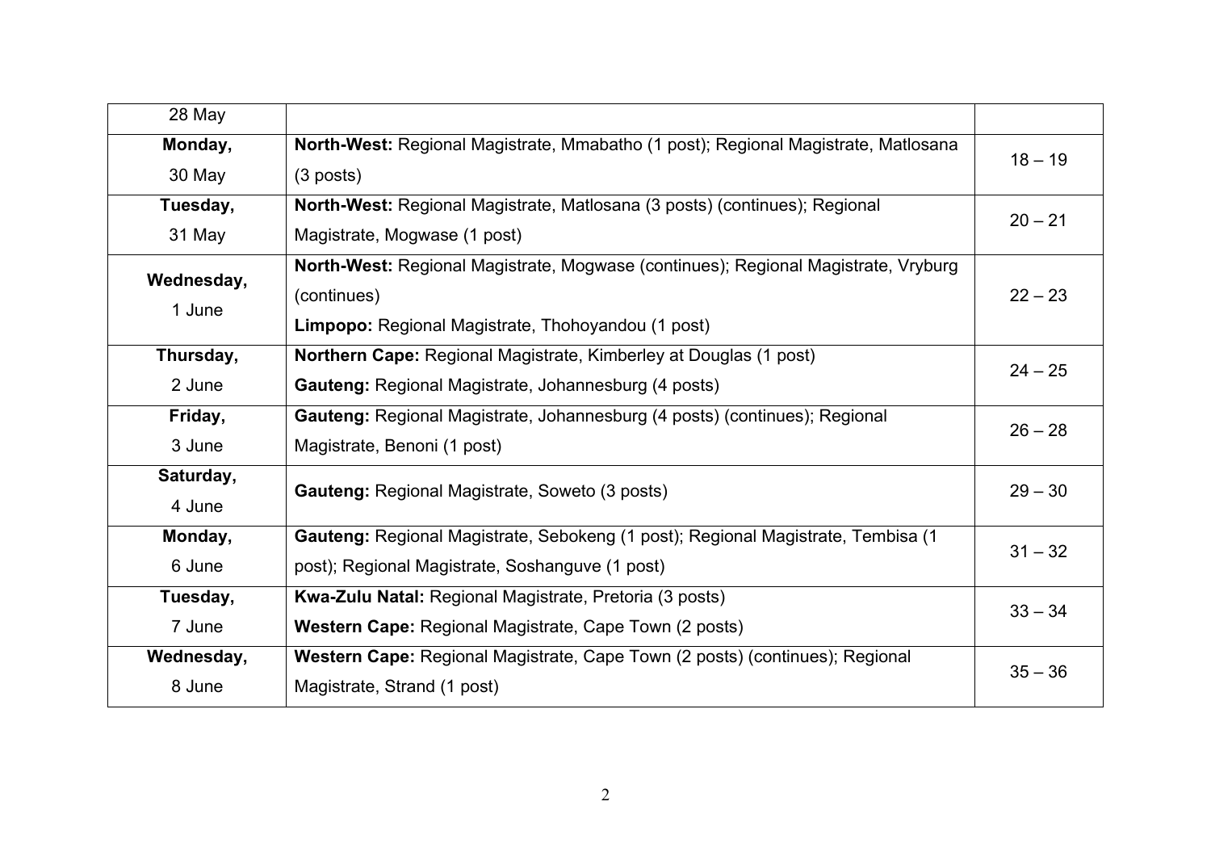| | | |
|---|---|---|
| 28 May | | |
| **Monday,** 30 May | **North-West:** Regional Magistrate, Mmabatho (1 post); Regional Magistrate, Matlosana (3 posts) | 18 – 19 |
| **Tuesday,** 31 May | **North-West:** Regional Magistrate, Matlosana (3 posts) (continues); Regional Magistrate, Mogwase (1 post) | 20 – 21 |
| **Wednesday,** 1 June | **North-West:** Regional Magistrate, Mogwase (continues); Regional Magistrate, Vryburg (continues)<br>**Limpopo:** Regional Magistrate, Thohoyandou (1 post) | 22 – 23 |
| **Thursday,** 2 June | **Northern Cape:** Regional Magistrate, Kimberley at Douglas (1 post)<br>**Gauteng:** Regional Magistrate, Johannesburg (4 posts) | 24 – 25 |
| **Friday,** 3 June | **Gauteng:** Regional Magistrate, Johannesburg (4 posts) (continues); Regional Magistrate, Benoni (1 post) | 26 – 28 |
| **Saturday,** 4 June | **Gauteng:** Regional Magistrate, Soweto (3 posts) | 29 – 30 |
| **Monday,** 6 June | **Gauteng:** Regional Magistrate, Sebokeng (1 post); Regional Magistrate, Tembisa (1 post); Regional Magistrate, Soshanguve (1 post) | 31 – 32 |
| **Tuesday,** 7 June | **Kwa-Zulu Natal:** Regional Magistrate, Pretoria (3 posts)<br>**Western Cape:** Regional Magistrate, Cape Town (2 posts) | 33 – 34 |
| **Wednesday,** 8 June | **Western Cape:** Regional Magistrate, Cape Town (2 posts) (continues); Regional Magistrate, Strand (1 post) | 35 – 36 |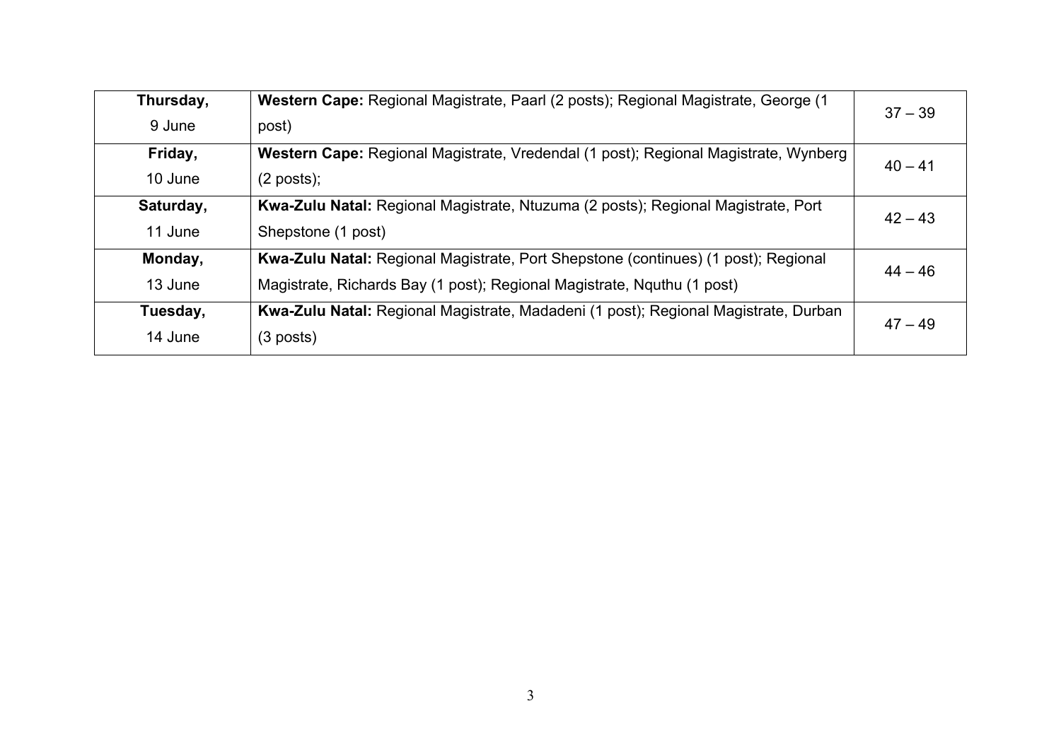| | | |
|---|---|---|
| **Thursday,** 9 June | **Western Cape:** Regional Magistrate, Paarl (2 posts); Regional Magistrate, George (1 post) | 37 – 39 |
| **Friday,** 10 June | **Western Cape:** Regional Magistrate, Vredendal (1 post); Regional Magistrate, Wynberg (2 posts); | 40 – 41 |
| **Saturday,** 11 June | **Kwa-Zulu Natal:** Regional Magistrate, Ntuzuma (2 posts); Regional Magistrate, Port Shepstone (1 post) | 42 – 43 |
| **Monday,** 13 June | **Kwa-Zulu Natal:** Regional Magistrate, Port Shepstone (continues) (1 post); Regional Magistrate, Richards Bay (1 post); Regional Magistrate, Nquthu (1 post) | 44 – 46 |
| **Tuesday,** 14 June | **Kwa-Zulu Natal:** Regional Magistrate, Madadeni (1 post); Regional Magistrate, Durban (3 posts) | 47 – 49 |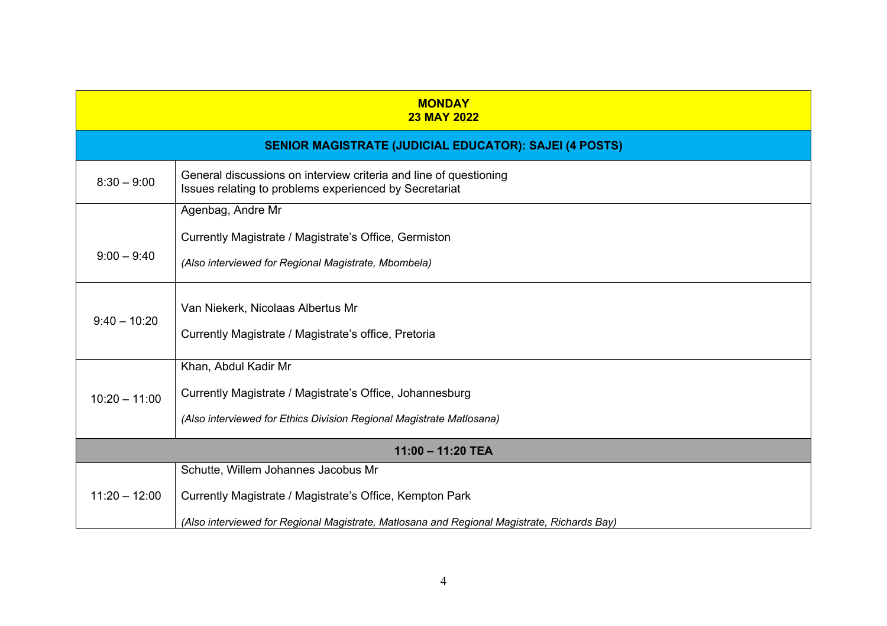| **MONDAY<br>23 MAY 2022** | |
|---|---|
| **SENIOR MAGISTRATE (JUDICIAL EDUCATOR): SAJEI (4 POSTS)** | |
| 8:30 – 9:00 | General discussions on interview criteria and line of questioning<br>Issues relating to problems experienced by Secretariat |
| 9:00 – 9:40 | Agenbag, Andre Mr<br><br>Currently Magistrate / Magistrate's Office, Germiston<br><br>*(Also interviewed for Regional Magistrate, Mbombela)* |
| 9:40 – 10:20 | Van Niekerk, Nicolaas Albertus Mr<br><br>Currently Magistrate / Magistrate's office, Pretoria |
| 10:20 – 11:00 | Khan, Abdul Kadir Mr<br><br>Currently Magistrate / Magistrate's Office, Johannesburg<br><br>*(Also interviewed for Ethics Division Regional Magistrate Matlosana)* |
| **11:00 – 11:20 TEA** | |
| 11:20 – 12:00 | Schutte, Willem Johannes Jacobus Mr<br><br>Currently Magistrate / Magistrate's Office, Kempton Park<br><br>*(Also interviewed for Regional Magistrate, Matlosana and Regional Magistrate, Richards Bay)* |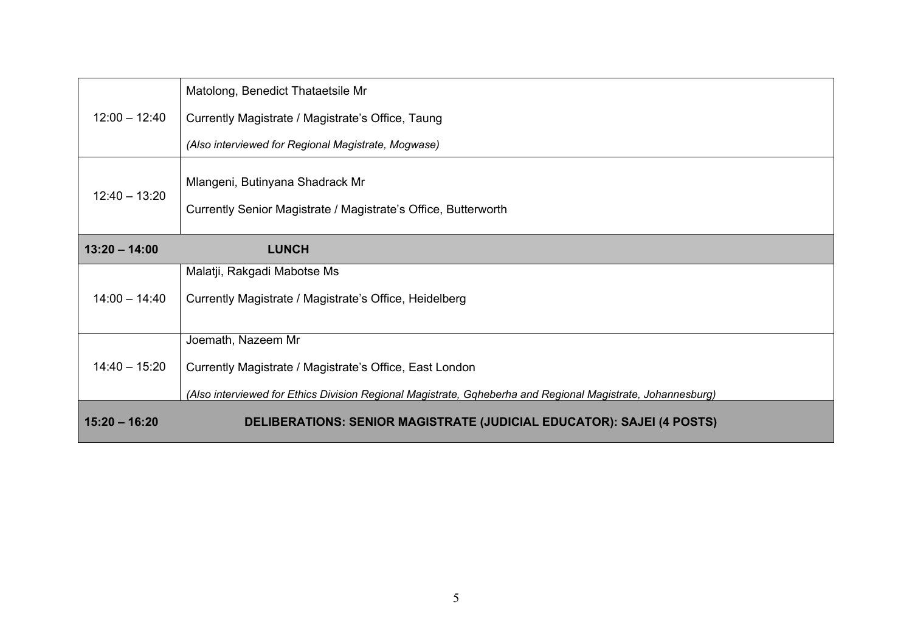| | |
|---|---|
| 12:00 – 12:40 | Matolong, Benedict Thataetsile Mr<br>Currently Magistrate / Magistrate's Office, Taung<br>*(Also interviewed for Regional Magistrate, Mogwase)* |
| 12:40 – 13:20 | Mlangeni, Butinyana Shadrack Mr<br>Currently Senior Magistrate / Magistrate's Office, Butterworth |
| **13:20 – 14:00** | **LUNCH** |
| 14:00 – 14:40 | Malatji, Rakgadi Mabotse Ms<br>Currently Magistrate / Magistrate's Office, Heidelberg |
| 14:40 – 15:20 | Joemath, Nazeem Mr<br>Currently Magistrate / Magistrate's Office, East London<br>*(Also interviewed for Ethics Division Regional Magistrate, Gqheberha and Regional Magistrate, Johannesburg)* |
| **15:20 – 16:20** | **DELIBERATIONS: SENIOR MAGISTRATE (JUDICIAL EDUCATOR): SAJEI (4 POSTS)** |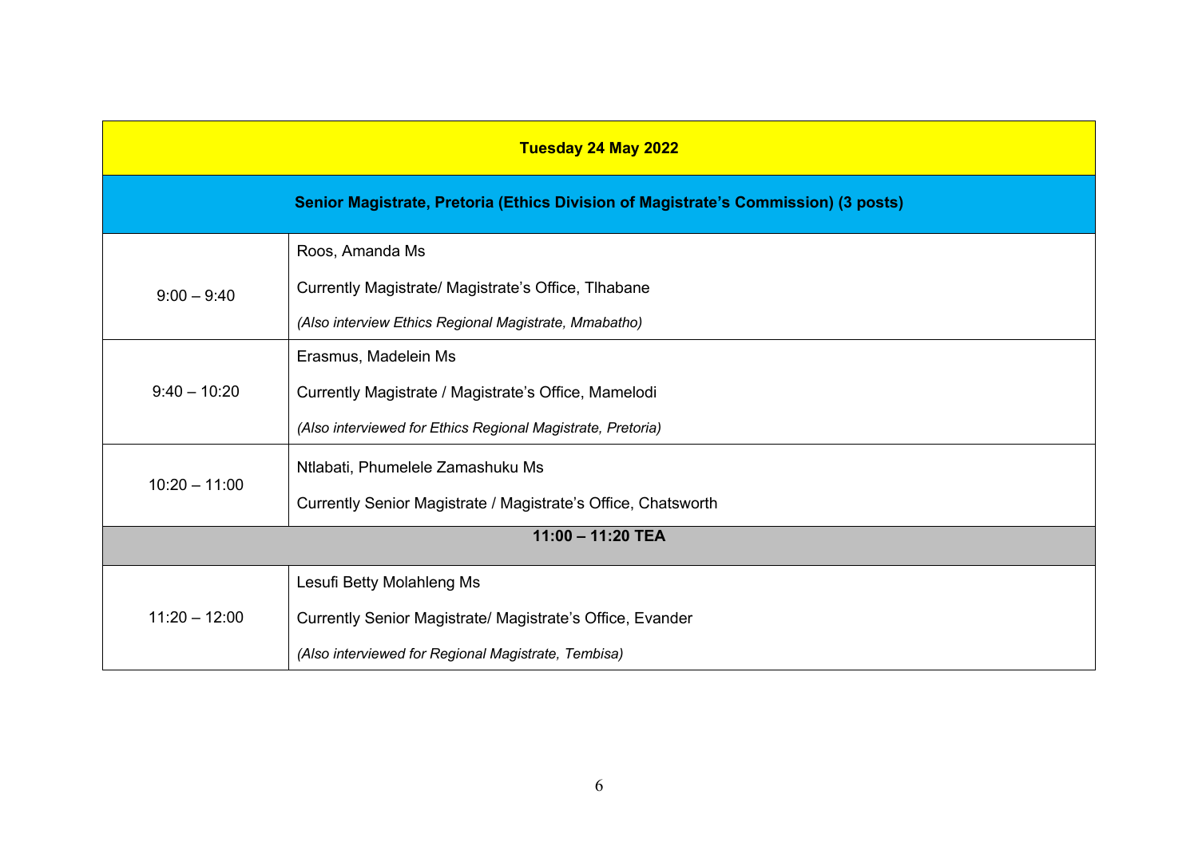| Tuesday 24 May 2022 | |
|---|---|
| **Senior Magistrate, Pretoria (Ethics Division of Magistrate's Commission) (3 posts)** | |
| 9:00 – 9:40 | Roos, Amanda Ms<br><br>Currently Magistrate/ Magistrate's Office, Tlhabane<br><br>*(Also interview Ethics Regional Magistrate, Mmabatho)* |
| 9:40 – 10:20 | Erasmus, Madelein Ms<br><br>Currently Magistrate / Magistrate's Office, Mamelodi<br><br>*(Also interviewed for Ethics Regional Magistrate, Pretoria)* |
| 10:20 – 11:00 | Ntlabati, Phumelele Zamashuku Ms<br><br>Currently Senior Magistrate / Magistrate's Office, Chatsworth |
| **11:00 – 11:20 TEA** | |
| 11:20 – 12:00 | Lesufi Betty Molahleng Ms<br><br>Currently Senior Magistrate/ Magistrate's Office, Evander<br><br>*(Also interviewed for Regional Magistrate, Tembisa)* |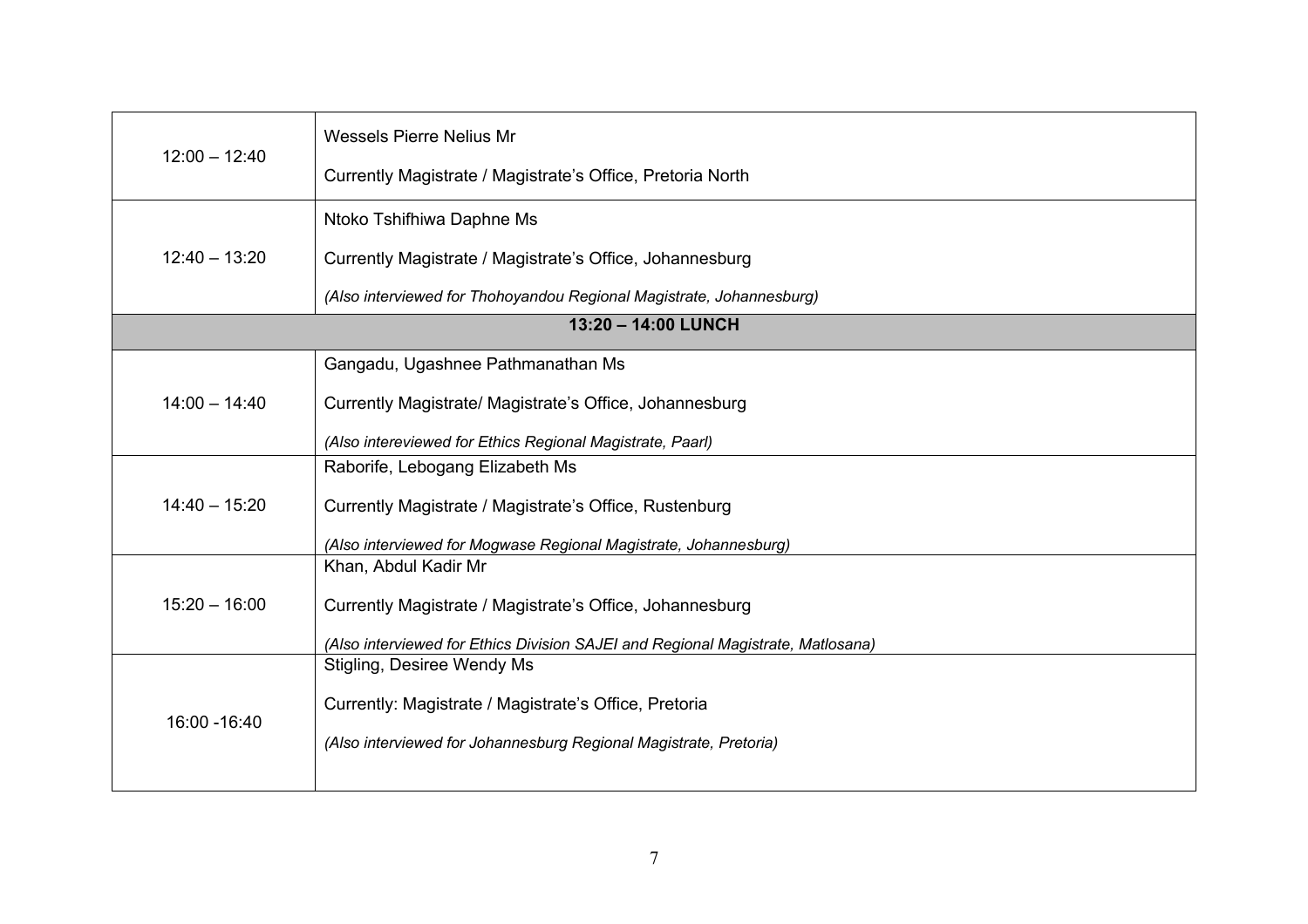| | |
|---|---|
| 12:00 – 12:40 | Wessels Pierre Nelius Mr<br><br>Currently Magistrate / Magistrate's Office, Pretoria North |
| 12:40 – 13:20 | Ntoko Tshifhiwa Daphne Ms<br><br>Currently Magistrate / Magistrate's Office, Johannesburg<br><br>*(Also interviewed for Thohoyandou Regional Magistrate, Johannesburg)* |
| **13:20 – 14:00 LUNCH** | |
| 14:00 – 14:40 | Gangadu, Ugashnee Pathmanathan Ms<br><br>Currently Magistrate/ Magistrate's Office, Johannesburg<br><br>*(Also intereviewed for Ethics Regional Magistrate, Paarl)* |
| 14:40 – 15:20 | Raborife, Lebogang Elizabeth Ms<br><br>Currently Magistrate / Magistrate's Office, Rustenburg<br><br>*(Also interviewed for Mogwase Regional Magistrate, Johannesburg)* |
| 15:20 – 16:00 | Khan, Abdul Kadir Mr<br><br>Currently Magistrate / Magistrate's Office, Johannesburg<br><br>*(Also interviewed for Ethics Division SAJEI and Regional Magistrate, Matlosana)* |
| 16:00 -16:40 | Stigling, Desiree Wendy Ms<br><br>Currently: Magistrate / Magistrate's Office, Pretoria<br><br>*(Also interviewed for Johannesburg Regional Magistrate, Pretoria)* |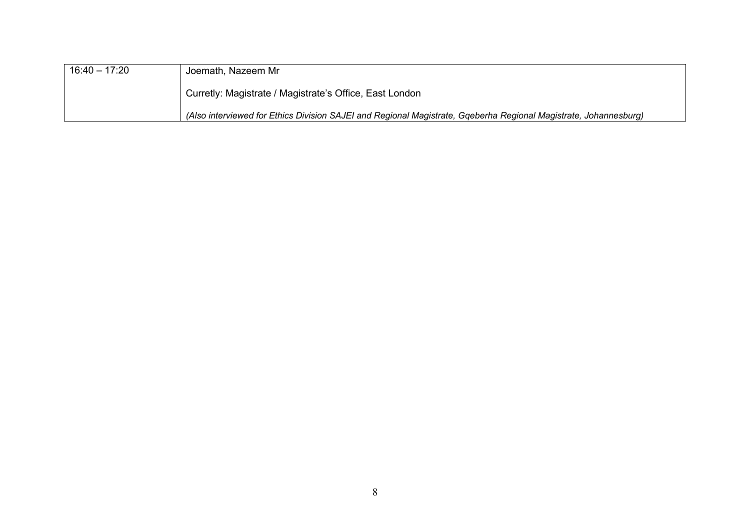| | |
|---|---|
| 16:40 – 17:20 | Joemath, Nazeem Mr<br><br>Curretly: Magistrate / Magistrate's Office, East London<br><br>*(Also interviewed for Ethics Division SAJEI and Regional Magistrate, Gqeberha Regional Magistrate, Johannesburg)* |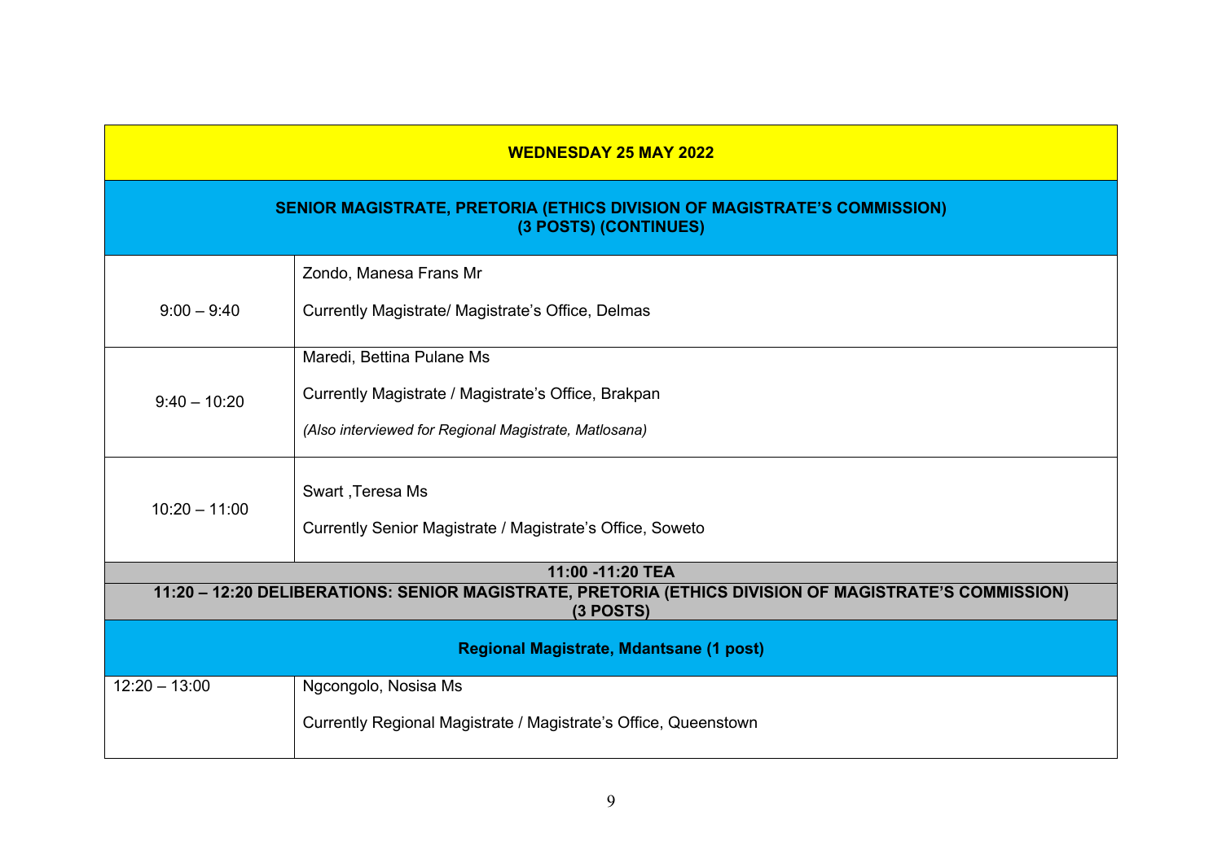| WEDNESDAY 25 MAY 2022 | |
|---|---|
| **SENIOR MAGISTRATE, PRETORIA (ETHICS DIVISION OF MAGISTRATE'S COMMISSION) (3 POSTS) (CONTINUES)** | |
| 9:00 – 9:40 | Zondo, Manesa Frans Mr<br><br>Currently Magistrate/ Magistrate's Office, Delmas |
| 9:40 – 10:20 | Maredi, Bettina Pulane Ms<br><br>Currently Magistrate / Magistrate's Office, Brakpan<br><br>*(Also interviewed for Regional Magistrate, Matlosana)* |
| 10:20 – 11:00 | Swart ,Teresa Ms<br><br>Currently Senior Magistrate / Magistrate's Office, Soweto |
| **11:00 -11:20 TEA** | |
| **11:20 – 12:20 DELIBERATIONS: SENIOR MAGISTRATE, PRETORIA (ETHICS DIVISION OF MAGISTRATE'S COMMISSION) (3 POSTS)** | |
| **Regional Magistrate, Mdantsane (1 post)** | |
| 12:20 – 13:00 | Ngcongolo, Nosisa Ms<br><br>Currently Regional Magistrate / Magistrate's Office, Queenstown |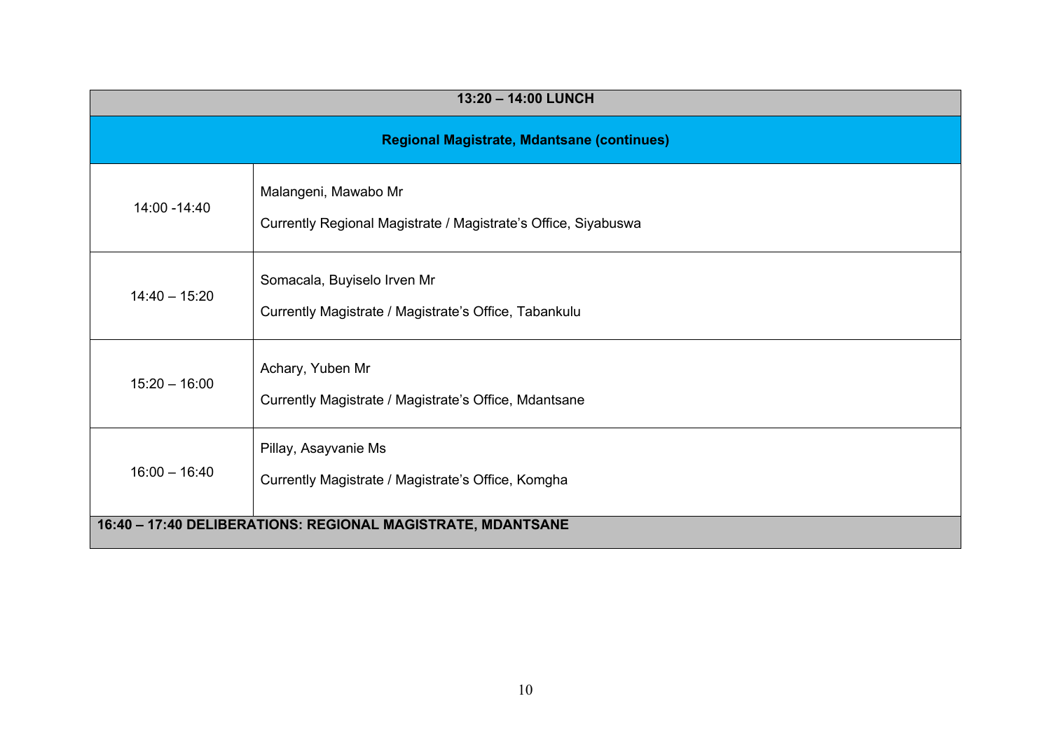| 13:20 – 14:00 LUNCH | |
|---|---|
| **Regional Magistrate, Mdantsane (continues)** | |
| 14:00 -14:40 | Malangeni, Mawabo Mr<br><br>Currently Regional Magistrate / Magistrate's Office, Siyabuswa |
| 14:40 – 15:20 | Somacala, Buyiselo Irven Mr<br><br>Currently Magistrate / Magistrate's Office, Tabankulu |
| 15:20 – 16:00 | Achary, Yuben Mr<br><br>Currently Magistrate / Magistrate's Office, Mdantsane |
| 16:00 – 16:40 | Pillay, Asayvanie Ms<br><br>Currently Magistrate / Magistrate's Office, Komgha |
| **16:40 – 17:40 DELIBERATIONS: REGIONAL MAGISTRATE, MDANTSANE** | |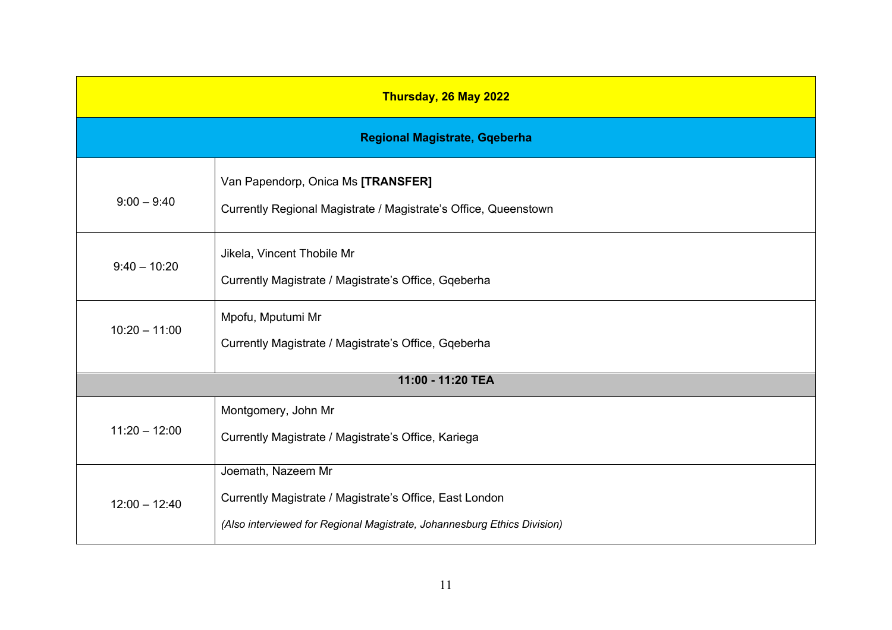| Thursday, 26 May 2022 | |
|---|---|
| **Regional Magistrate, Gqeberha** | |
| 9:00 – 9:40 | Van Papendorp, Onica Ms **[TRANSFER]**<br><br>Currently Regional Magistrate / Magistrate's Office, Queenstown |
| 9:40 – 10:20 | Jikela, Vincent Thobile Mr<br><br>Currently Magistrate / Magistrate's Office, Gqeberha |
| 10:20 – 11:00 | Mpofu, Mputumi Mr<br><br>Currently Magistrate / Magistrate's Office, Gqeberha |
| **11:00 - 11:20 TEA** | |
| 11:20 – 12:00 | Montgomery, John Mr<br><br>Currently Magistrate / Magistrate's Office, Kariega |
| 12:00 – 12:40 | Joemath, Nazeem Mr<br><br>Currently Magistrate / Magistrate's Office, East London<br><br>*(Also interviewed for Regional Magistrate, Johannesburg Ethics Division)* |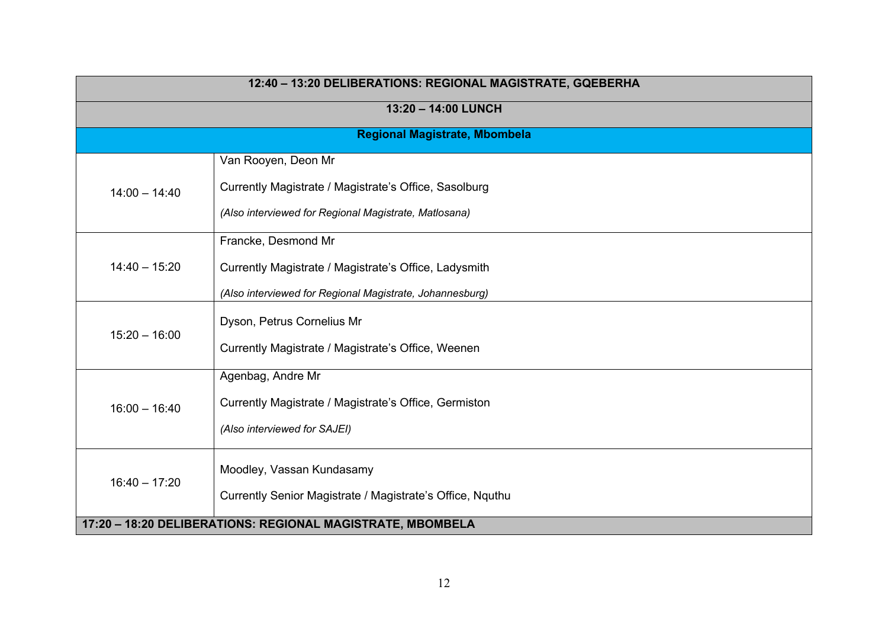| **12:40 – 13:20 DELIBERATIONS: REGIONAL MAGISTRATE, GQEBERHA** | |
|---|---|
| **13:20 – 14:00 LUNCH** | |
| **Regional Magistrate, Mbombela** | |
| 14:00 – 14:40 | Van Rooyen, Deon Mr<br><br>Currently Magistrate / Magistrate's Office, Sasolburg<br><br>*(Also interviewed for Regional Magistrate, Matlosana)* |
| 14:40 – 15:20 | Francke, Desmond Mr<br><br>Currently Magistrate / Magistrate's Office, Ladysmith<br><br>*(Also interviewed for Regional Magistrate, Johannesburg)* |
| 15:20 – 16:00 | Dyson, Petrus Cornelius Mr<br><br>Currently Magistrate / Magistrate's Office, Weenen |
| 16:00 – 16:40 | Agenbag, Andre Mr<br><br>Currently Magistrate / Magistrate's Office, Germiston<br><br>*(Also interviewed for SAJEI)* |
| 16:40 – 17:20 | Moodley, Vassan Kundasamy<br><br>Currently Senior Magistrate / Magistrate's Office, Nquthu |
| **17:20 – 18:20 DELIBERATIONS: REGIONAL MAGISTRATE, MBOMBELA** | |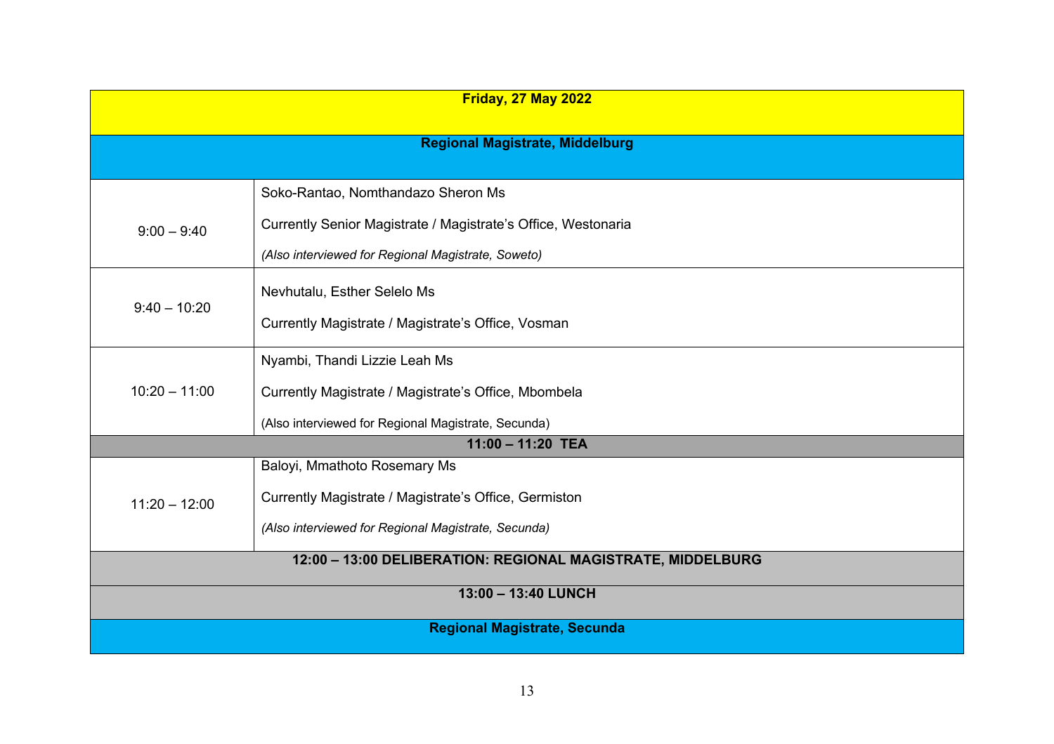| **Friday, 27 May 2022** | |
|---|---|
| **Regional Magistrate, Middelburg** | |
| 9:00 – 9:40 | Soko-Rantao, Nomthandazo Sheron Ms<br><br>Currently Senior Magistrate / Magistrate's Office, Westonaria<br><br>*(Also interviewed for Regional Magistrate, Soweto)* |
| 9:40 – 10:20 | Nevhutalu, Esther Selelo Ms<br><br>Currently Magistrate / Magistrate's Office, Vosman |
| 10:20 – 11:00 | Nyambi, Thandi Lizzie Leah Ms<br><br>Currently Magistrate / Magistrate's Office, Mbombela<br><br>(Also interviewed for Regional Magistrate, Secunda) |
| **11:00 – 11:20 TEA** | |
| 11:20 – 12:00 | Baloyi, Mmathoto Rosemary Ms<br><br>Currently Magistrate / Magistrate's Office, Germiston<br><br>*(Also interviewed for Regional Magistrate, Secunda)* |
| **12:00 – 13:00 DELIBERATION: REGIONAL MAGISTRATE, MIDDELBURG** | |
| **13:00 – 13:40 LUNCH** | |
| **Regional Magistrate, Secunda** | |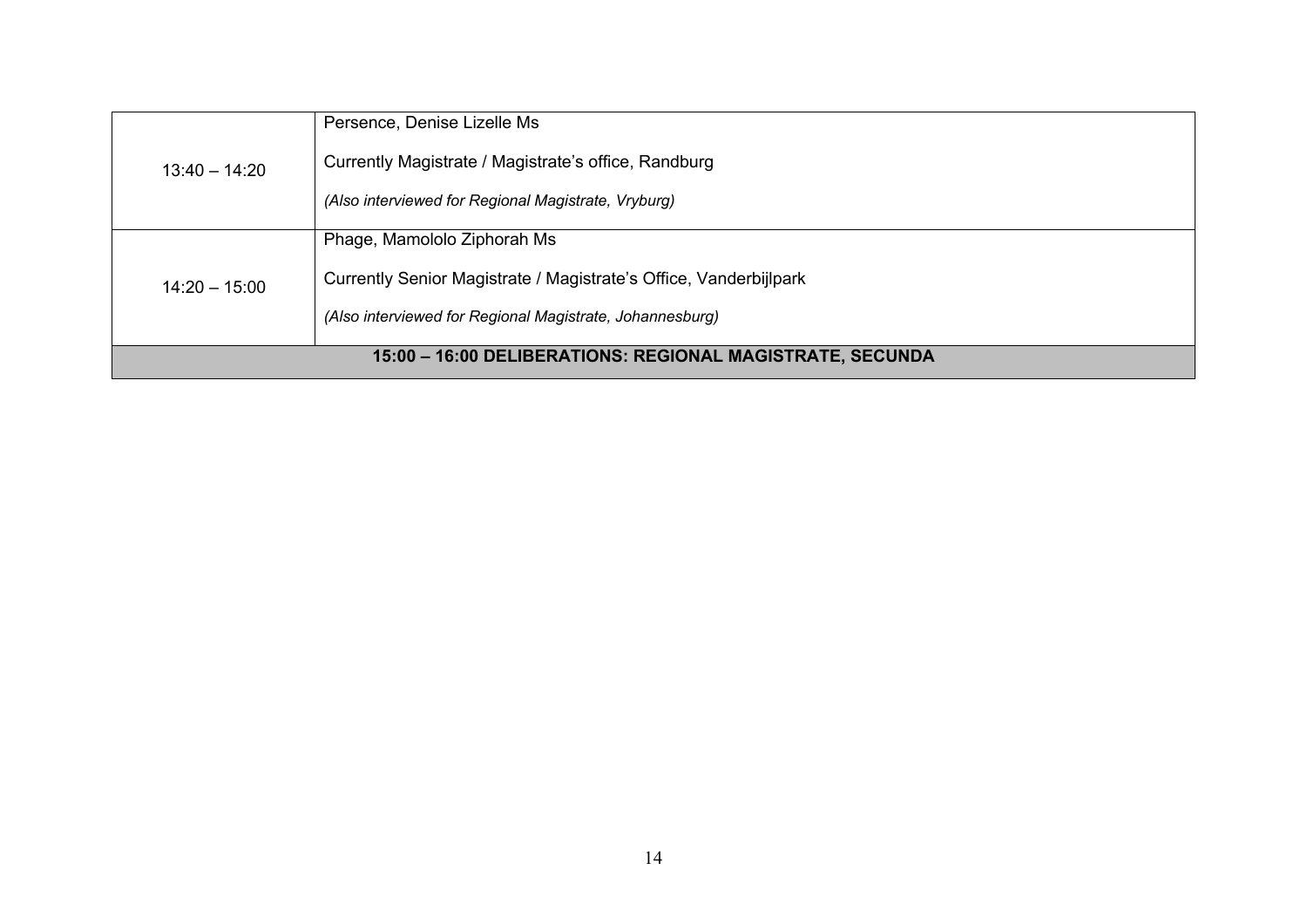| | |
|---|---|
| 13:40 – 14:20 | Persence, Denise Lizelle Ms<br><br>Currently Magistrate / Magistrate's office, Randburg<br><br>*(Also interviewed for Regional Magistrate, Vryburg)* |
| 14:20 – 15:00 | Phage, Mamololo Ziphorah Ms<br><br>Currently Senior Magistrate / Magistrate's Office, Vanderbijlpark<br><br>*(Also interviewed for Regional Magistrate, Johannesburg)* |
| **15:00 – 16:00 DELIBERATIONS: REGIONAL MAGISTRATE, SECUNDA** | |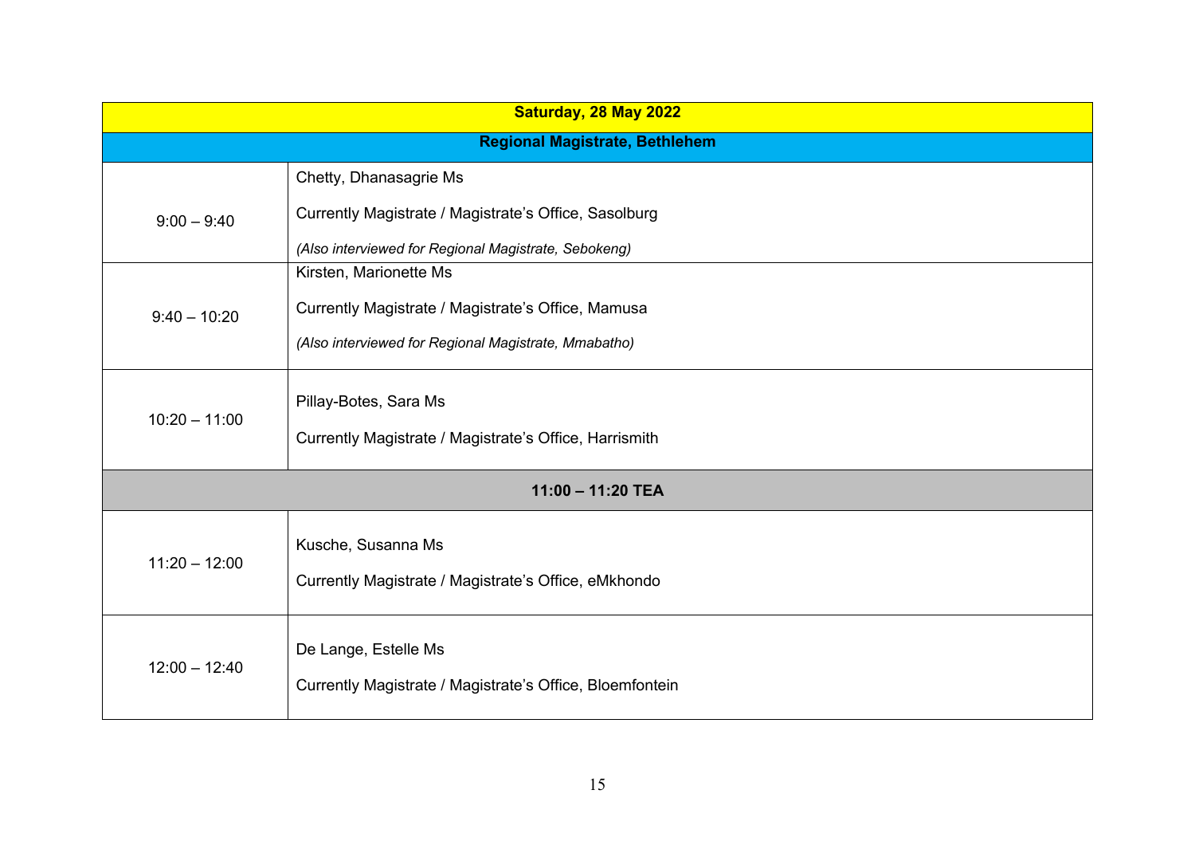| Saturday, 28 May 2022 | |
|---|---|
| **Regional Magistrate, Bethlehem** | |
| 9:00 – 9:40 | Chetty, Dhanasagrie Ms<br><br>Currently Magistrate / Magistrate's Office, Sasolburg<br><br>*(Also interviewed for Regional Magistrate, Sebokeng)* |
| 9:40 – 10:20 | Kirsten, Marionette Ms<br><br>Currently Magistrate / Magistrate's Office, Mamusa<br><br>*(Also interviewed for Regional Magistrate, Mmabatho)* |
| 10:20 – 11:00 | Pillay-Botes, Sara Ms<br><br>Currently Magistrate / Magistrate's Office, Harrismith |
| **11:00 – 11:20 TEA** | |
| 11:20 – 12:00 | Kusche, Susanna Ms<br><br>Currently Magistrate / Magistrate's Office, eMkhondo |
| 12:00 – 12:40 | De Lange, Estelle Ms<br><br>Currently Magistrate / Magistrate's Office, Bloemfontein |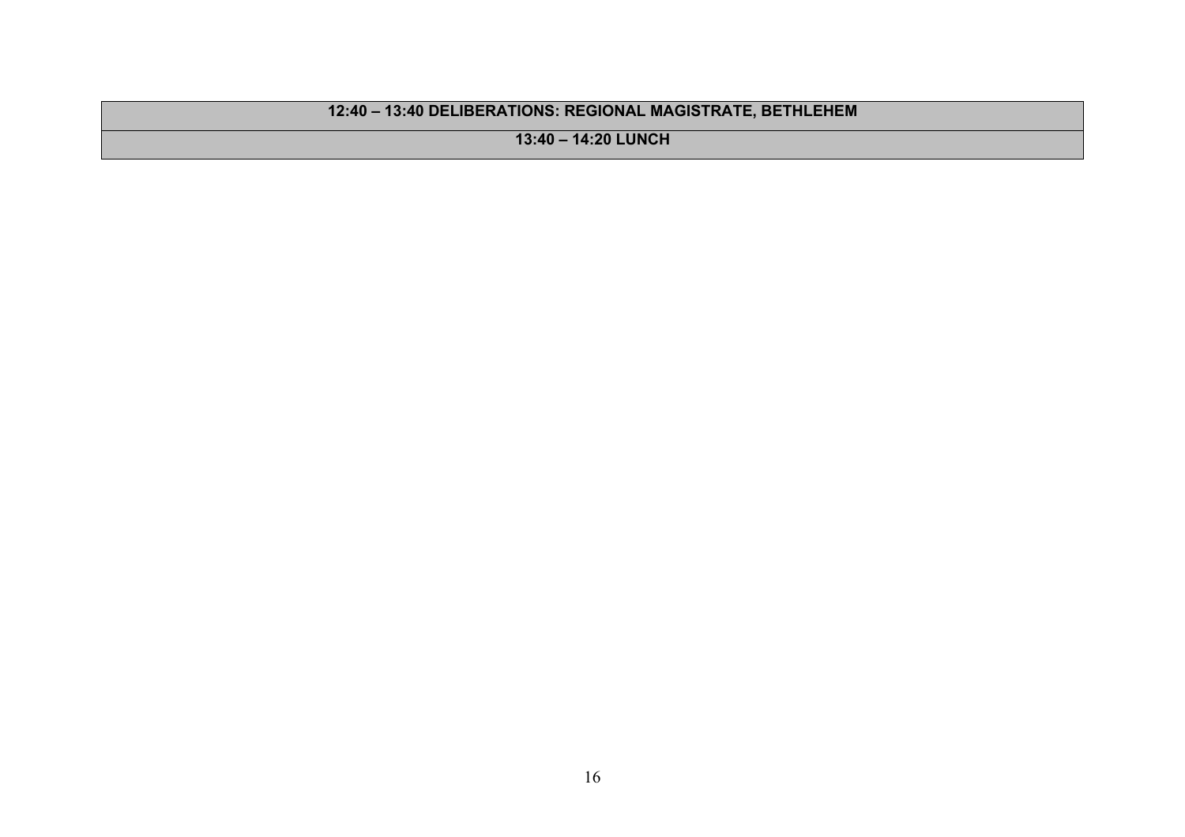| 12:40 – 13:40 DELIBERATIONS: REGIONAL MAGISTRATE, BETHLEHEM |
| --- |
| 13:40 – 14:20 LUNCH |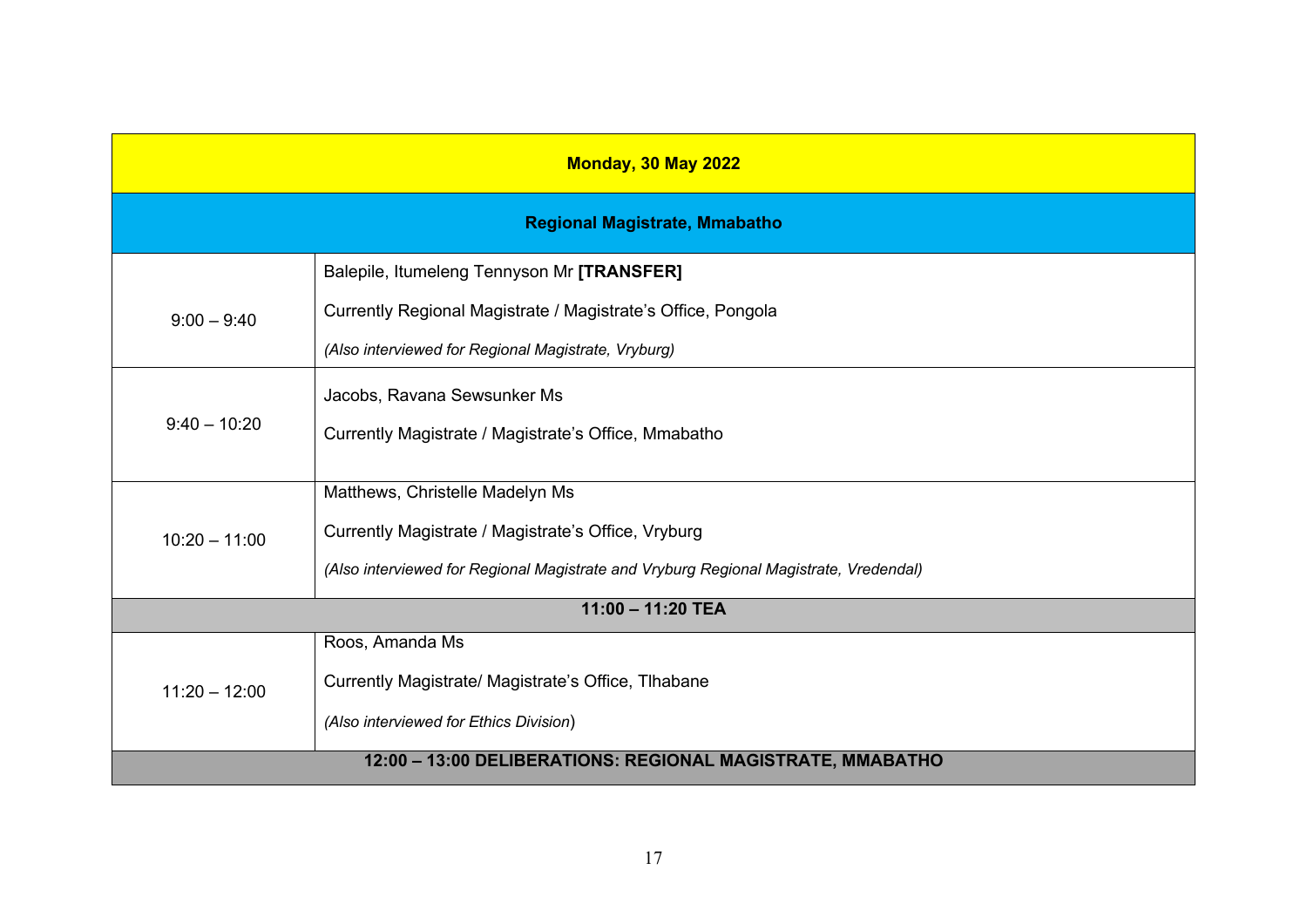| Monday, 30 May 2022 | |
|---|---|
| **Regional Magistrate, Mmabatho** | |
| 9:00 – 9:40 | Balepile, Itumeleng Tennyson Mr **[TRANSFER]**<br><br>Currently Regional Magistrate / Magistrate's Office, Pongola<br><br>*(Also interviewed for Regional Magistrate, Vryburg)* |
| 9:40 – 10:20 | Jacobs, Ravana Sewsunker Ms<br><br>Currently Magistrate / Magistrate's Office, Mmabatho |
| 10:20 – 11:00 | Matthews, Christelle Madelyn Ms<br><br>Currently Magistrate / Magistrate's Office, Vryburg<br><br>*(Also interviewed for Regional Magistrate and Vryburg Regional Magistrate, Vredendal)* |
| **11:00 – 11:20 TEA** | |
| 11:20 – 12:00 | Roos, Amanda Ms<br><br>Currently Magistrate/ Magistrate's Office, Tlhabane<br><br>*(Also interviewed for Ethics Division)* |
| **12:00 – 13:00 DELIBERATIONS: REGIONAL MAGISTRATE, MMABATHO** | |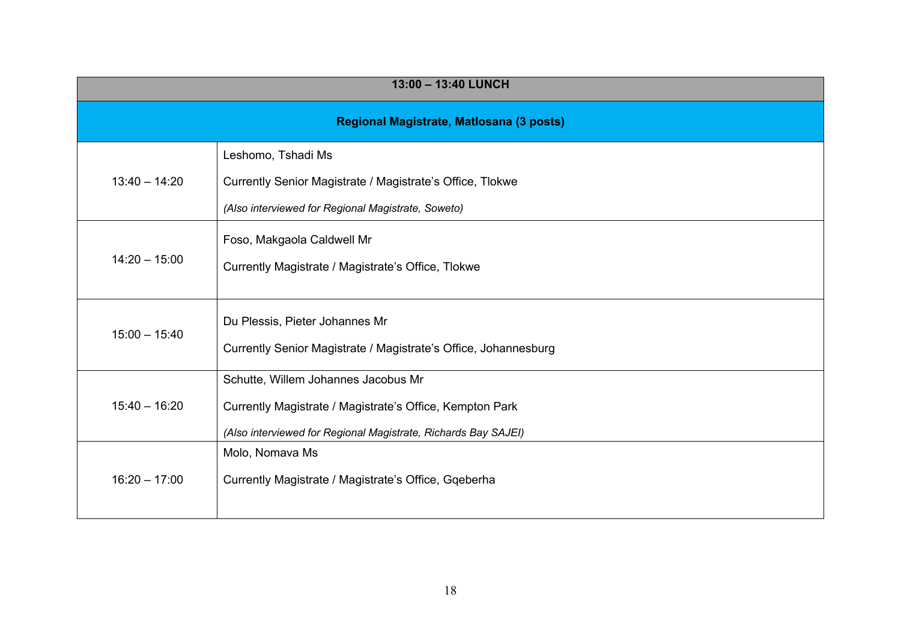| 13:00 – 13:40 LUNCH | |
|---|---|
| **Regional Magistrate, Matlosana (3 posts)** | |
| 13:40 – 14:20 | Leshomo, Tshadi Ms<br><br>Currently Senior Magistrate / Magistrate's Office, Tlokwe<br><br>*(Also interviewed for Regional Magistrate, Soweto)* |
| 14:20 – 15:00 | Foso, Makgaola Caldwell Mr<br><br>Currently Magistrate / Magistrate's Office, Tlokwe |
| 15:00 – 15:40 | Du Plessis, Pieter Johannes Mr<br><br>Currently Senior Magistrate / Magistrate's Office, Johannesburg |
| 15:40 – 16:20 | Schutte, Willem Johannes Jacobus Mr<br><br>Currently Magistrate / Magistrate's Office, Kempton Park<br><br>*(Also interviewed for Regional Magistrate, Richards Bay SAJEI)* |
| 16:20 – 17:00 | Molo, Nomava Ms<br><br>Currently Magistrate / Magistrate's Office, Gqeberha |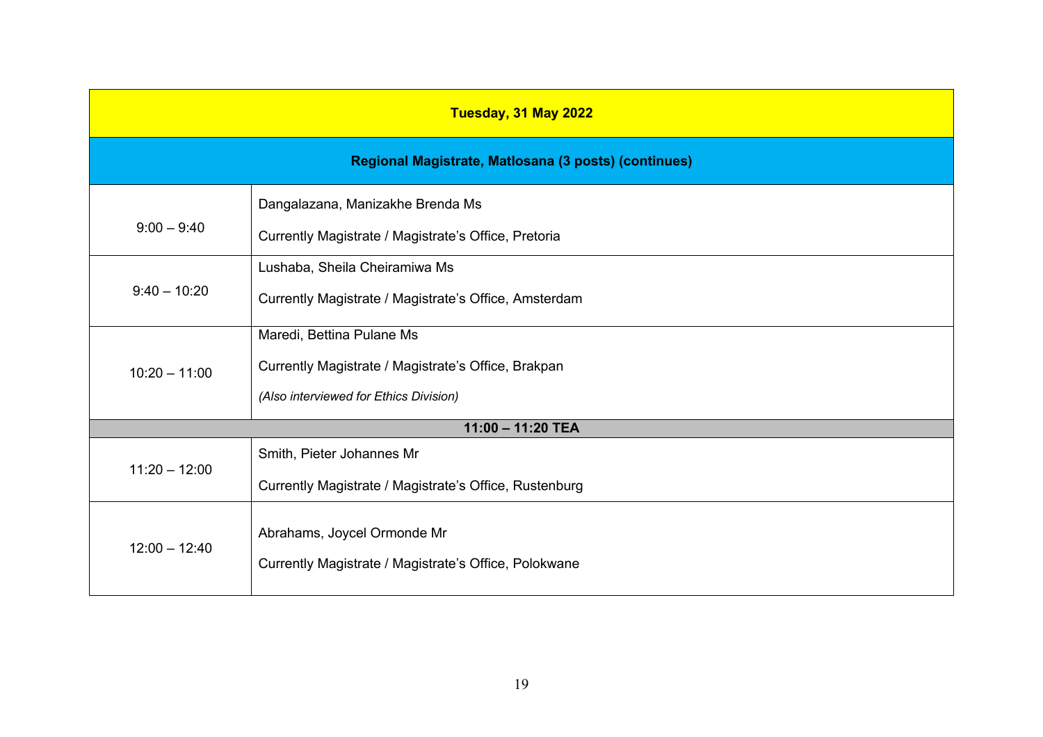| Tuesday, 31 May 2022 | |
|---|---|
| **Regional Magistrate, Matlosana (3 posts) (continues)** | |
| 9:00 – 9:40 | Dangalazana, Manizakhe Brenda Ms<br><br>Currently Magistrate / Magistrate's Office, Pretoria |
| 9:40 – 10:20 | Lushaba, Sheila Cheiramiwa Ms<br><br>Currently Magistrate / Magistrate's Office, Amsterdam |
| 10:20 – 11:00 | Maredi, Bettina Pulane Ms<br><br>Currently Magistrate / Magistrate's Office, Brakpan<br><br>*(Also interviewed for Ethics Division)* |
| **11:00 – 11:20 TEA** | |
| 11:20 – 12:00 | Smith, Pieter Johannes Mr<br><br>Currently Magistrate / Magistrate's Office, Rustenburg |
| 12:00 – 12:40 | Abrahams, Joycel Ormonde Mr<br><br>Currently Magistrate / Magistrate's Office, Polokwane |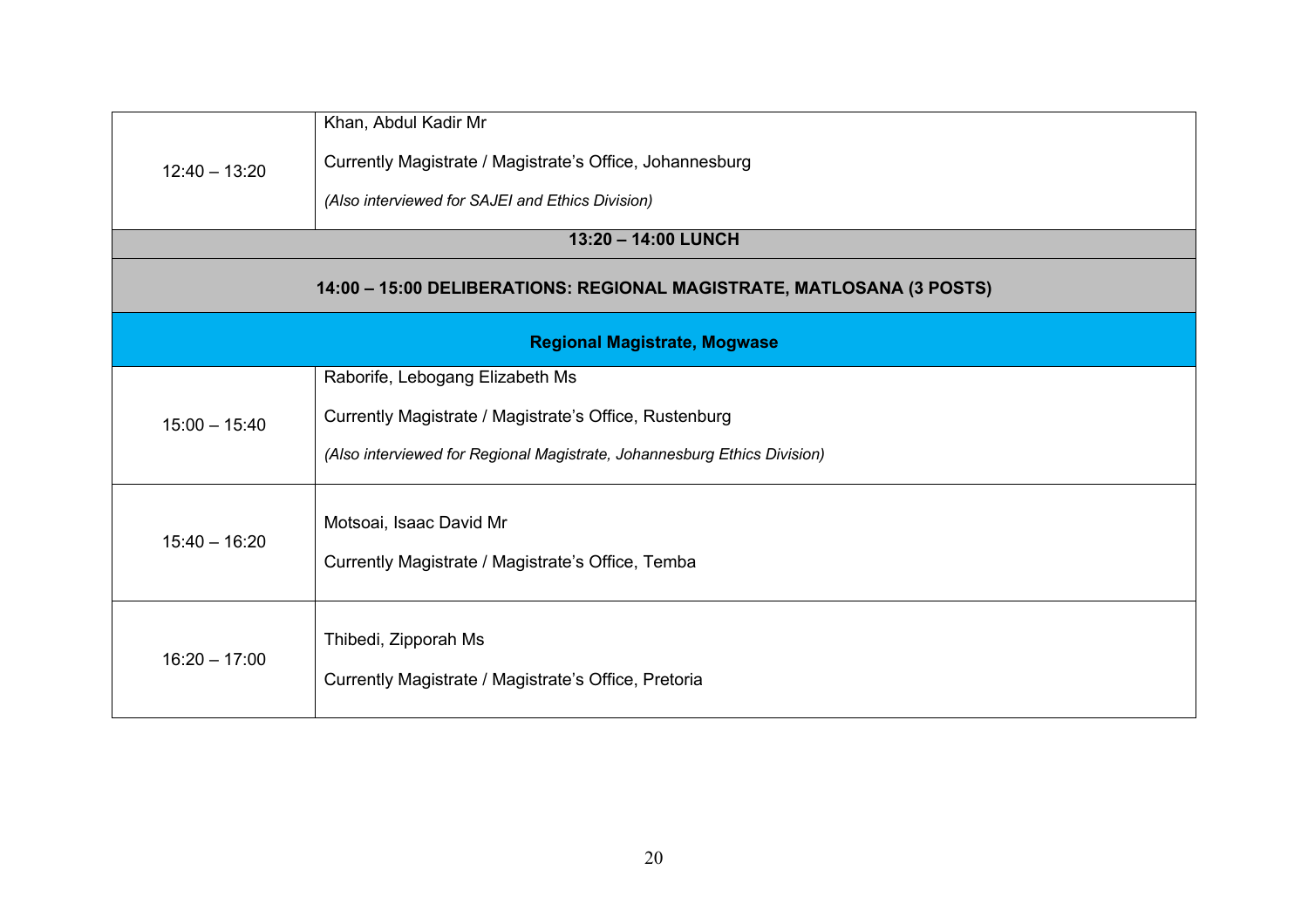| | |
|---|---|
| 12:40 – 13:20 | Khan, Abdul Kadir Mr<br><br>Currently Magistrate / Magistrate's Office, Johannesburg<br><br>*(Also interviewed for SAJEI and Ethics Division)* |
| **13:20 – 14:00 LUNCH** | |
| **14:00 – 15:00 DELIBERATIONS: REGIONAL MAGISTRATE, MATLOSANA (3 POSTS)** | |
| **Regional Magistrate, Mogwase** | |
| 15:00 – 15:40 | Raborife, Lebogang Elizabeth Ms<br><br>Currently Magistrate / Magistrate's Office, Rustenburg<br><br>*(Also interviewed for Regional Magistrate, Johannesburg Ethics Division)* |
| 15:40 – 16:20 | Motsoai, Isaac David Mr<br><br>Currently Magistrate / Magistrate's Office, Temba |
| 16:20 – 17:00 | Thibedi, Zipporah Ms<br><br>Currently Magistrate / Magistrate's Office, Pretoria |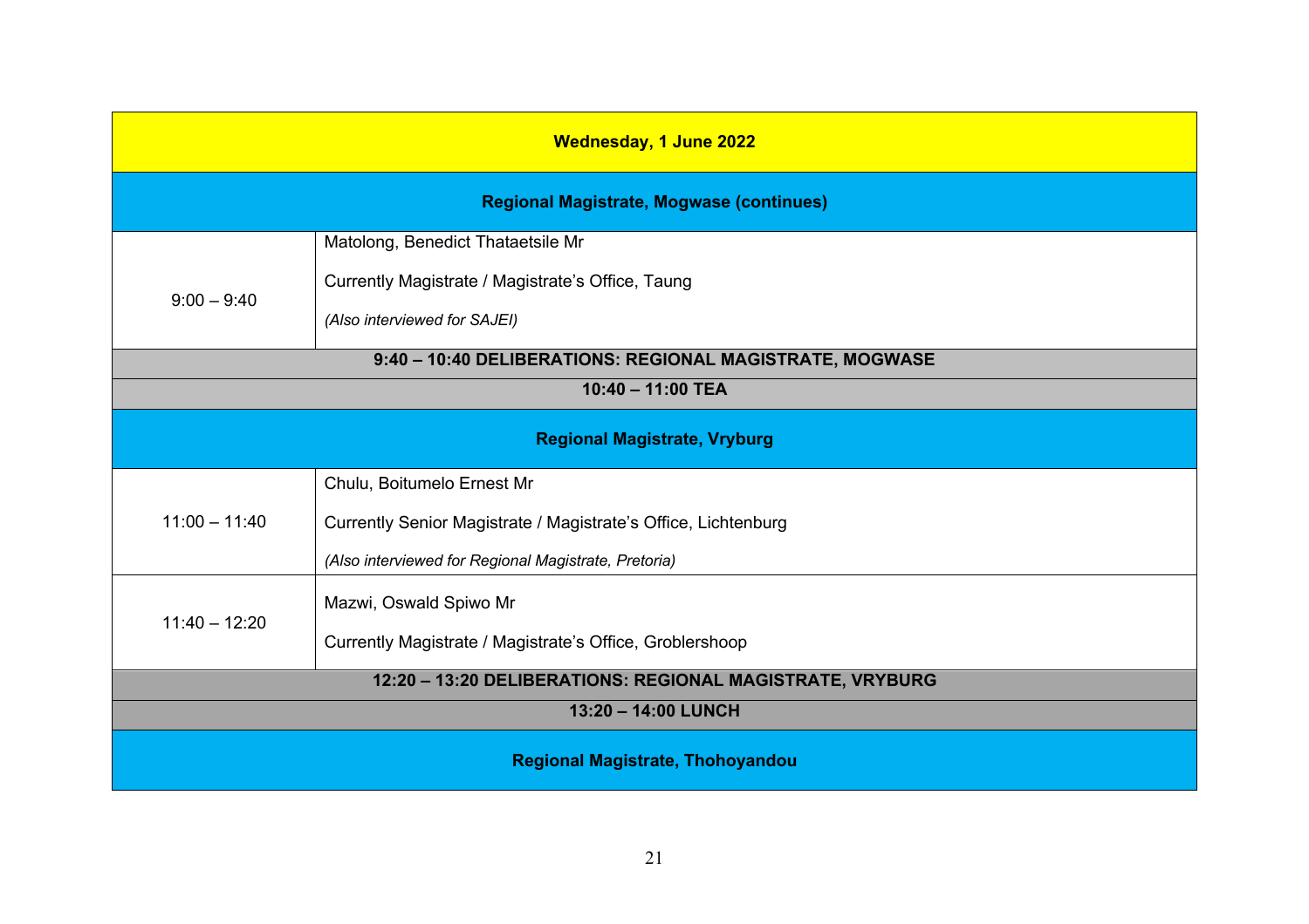| Wednesday, 1 June 2022 | |
|---|---|
| **Regional Magistrate, Mogwase (continues)** | |
| 9:00 – 9:40 | Matolong, Benedict Thataetsile Mr<br><br>Currently Magistrate / Magistrate's Office, Taung<br><br>*(Also interviewed for SAJEI)* |
| **9:40 – 10:40 DELIBERATIONS: REGIONAL MAGISTRATE, MOGWASE** | |
| **10:40 – 11:00 TEA** | |
| **Regional Magistrate, Vryburg** | |
| 11:00 – 11:40 | Chulu, Boitumelo Ernest Mr<br><br>Currently Senior Magistrate / Magistrate's Office, Lichtenburg<br><br>*(Also interviewed for Regional Magistrate, Pretoria)* |
| 11:40 – 12:20 | Mazwi, Oswald Spiwo Mr<br><br>Currently Magistrate / Magistrate's Office, Groblershoop |
| **12:20 – 13:20 DELIBERATIONS: REGIONAL MAGISTRATE, VRYBURG** | |
| **13:20 – 14:00 LUNCH** | |
| **Regional Magistrate, Thohoyandou** | |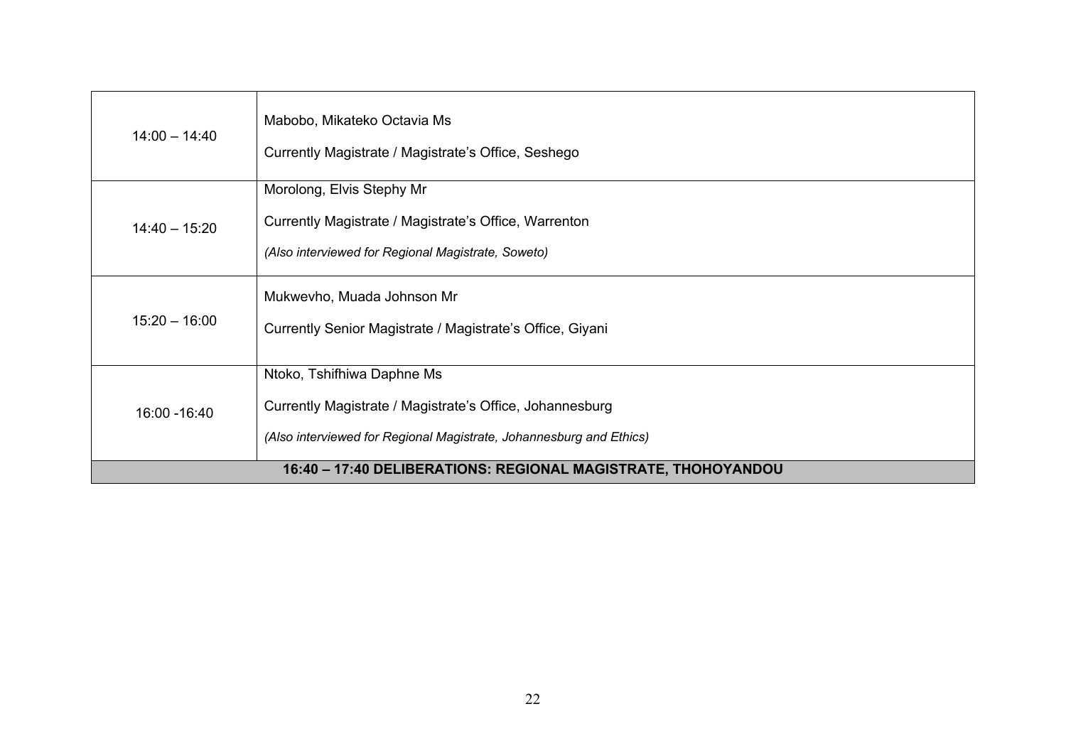| | |
|---|---|
| 14:00 – 14:40 | Mabobo, Mikateko Octavia Ms<br><br>Currently Magistrate / Magistrate's Office, Seshego |
| 14:40 – 15:20 | Morolong, Elvis Stephy Mr<br><br>Currently Magistrate / Magistrate's Office, Warrenton<br><br>*(Also interviewed for Regional Magistrate, Soweto)* |
| 15:20 – 16:00 | Mukwevho, Muada Johnson Mr<br><br>Currently Senior Magistrate / Magistrate's Office, Giyani |
| 16:00 -16:40 | Ntoko, Tshifhiwa Daphne Ms<br><br>Currently Magistrate / Magistrate's Office, Johannesburg<br><br>*(Also interviewed for Regional Magistrate, Johannesburg and Ethics)* |
| **16:40 – 17:40 DELIBERATIONS: REGIONAL MAGISTRATE, THOHOYANDOU** | |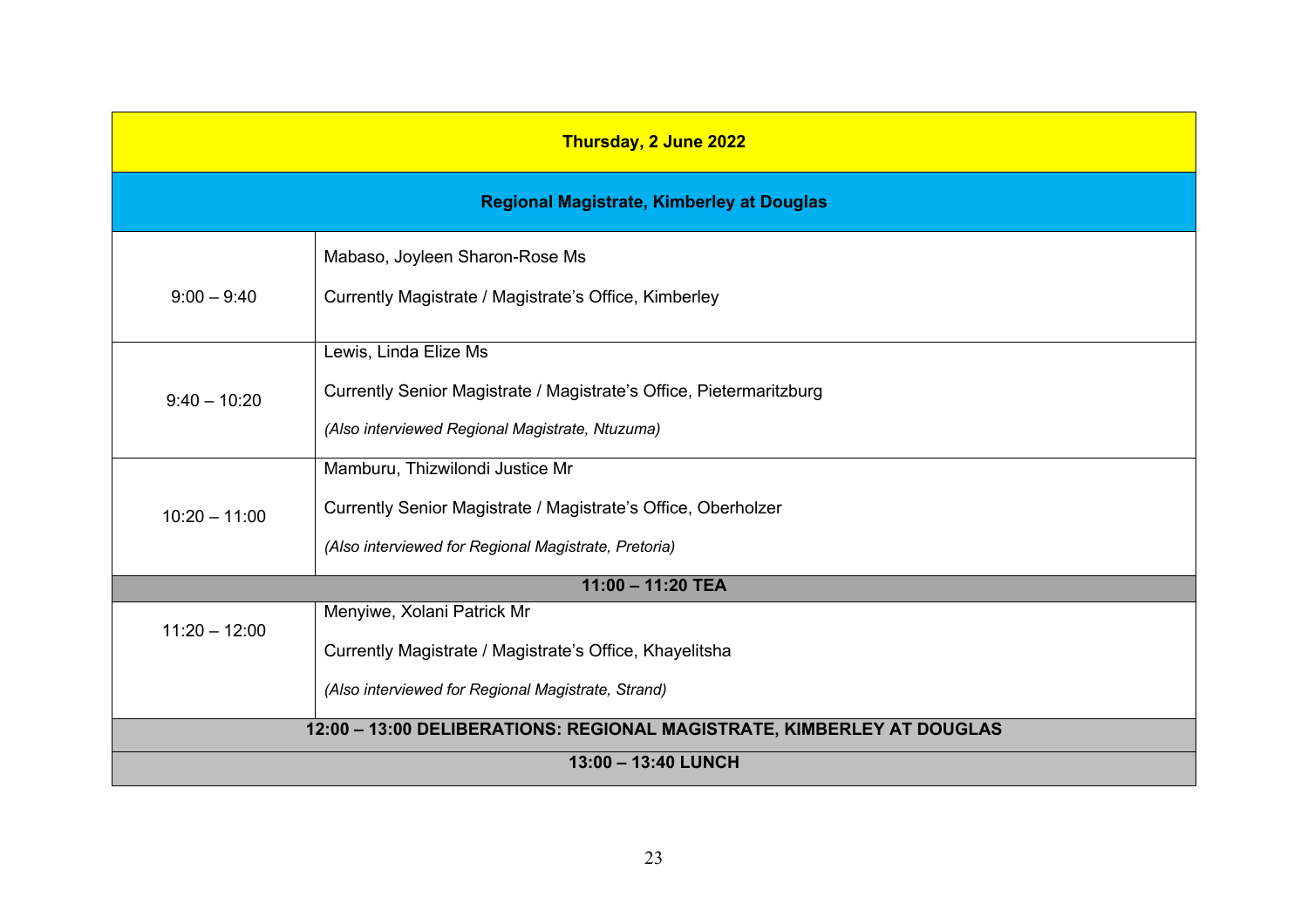| Thursday, 2 June 2022 | |
|---|---|
| **Regional Magistrate, Kimberley at Douglas** | |
| 9:00 – 9:40 | Mabaso, Joyleen Sharon-Rose Ms<br><br>Currently Magistrate / Magistrate's Office, Kimberley |
| 9:40 – 10:20 | Lewis, Linda Elize Ms<br><br>Currently Senior Magistrate / Magistrate's Office, Pietermaritzburg<br><br>*(Also interviewed Regional Magistrate, Ntuzuma)* |
| 10:20 – 11:00 | Mamburu, Thizwilondi Justice Mr<br><br>Currently Senior Magistrate / Magistrate's Office, Oberholzer<br><br>*(Also interviewed for Regional Magistrate, Pretoria)* |
| **11:00 – 11:20 TEA** | |
| 11:20 – 12:00 | Menyiwe, Xolani Patrick Mr<br><br>Currently Magistrate / Magistrate's Office, Khayelitsha<br><br>*(Also interviewed for Regional Magistrate, Strand)* |
| **12:00 – 13:00 DELIBERATIONS: REGIONAL MAGISTRATE, KIMBERLEY AT DOUGLAS** | |
| **13:00 – 13:40 LUNCH** | |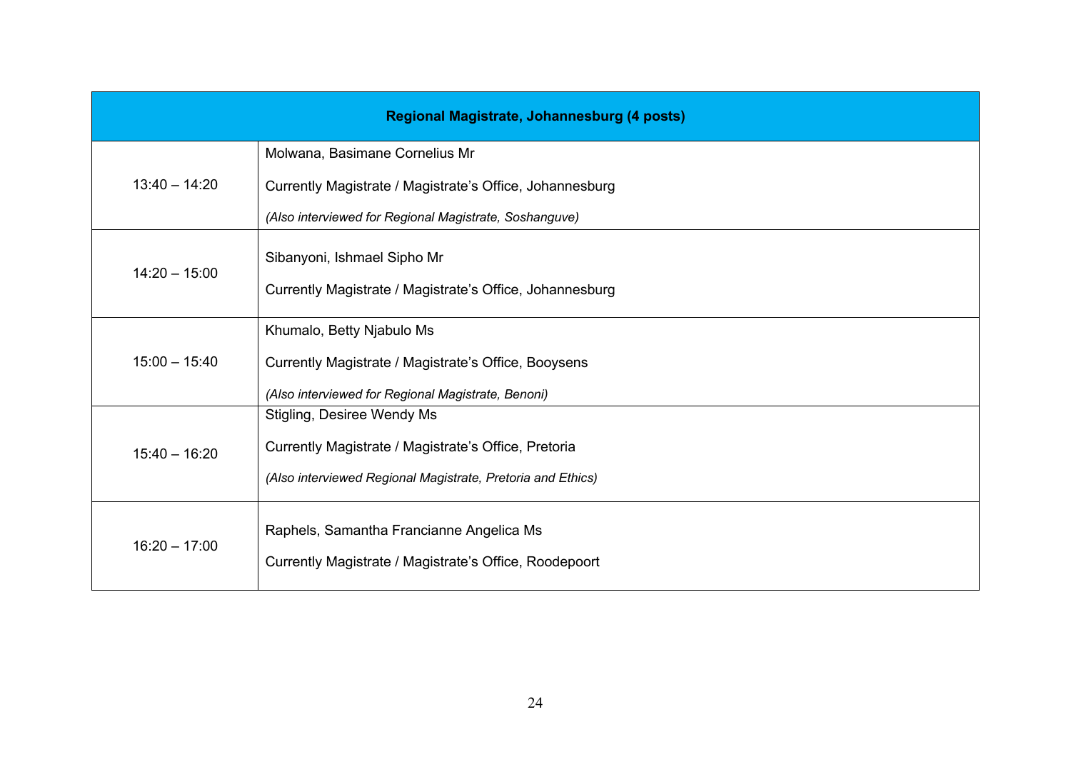| Regional Magistrate, Johannesburg (4 posts) | |
|---|---|
| 13:40 – 14:20 | Molwana, Basimane Cornelius Mr<br><br>Currently Magistrate / Magistrate's Office, Johannesburg<br><br>*(Also interviewed for Regional Magistrate, Soshanguve)* |
| 14:20 – 15:00 | Sibanyoni, Ishmael Sipho Mr<br><br>Currently Magistrate / Magistrate's Office, Johannesburg |
| 15:00 – 15:40 | Khumalo, Betty Njabulo Ms<br><br>Currently Magistrate / Magistrate's Office, Booysens<br><br>*(Also interviewed for Regional Magistrate, Benoni)* |
| 15:40 – 16:20 | Stigling, Desiree Wendy Ms<br><br>Currently Magistrate / Magistrate's Office, Pretoria<br><br>*(Also interviewed Regional Magistrate, Pretoria and Ethics)* |
| 16:20 – 17:00 | Raphels, Samantha Francianne Angelica Ms<br><br>Currently Magistrate / Magistrate's Office, Roodepoort |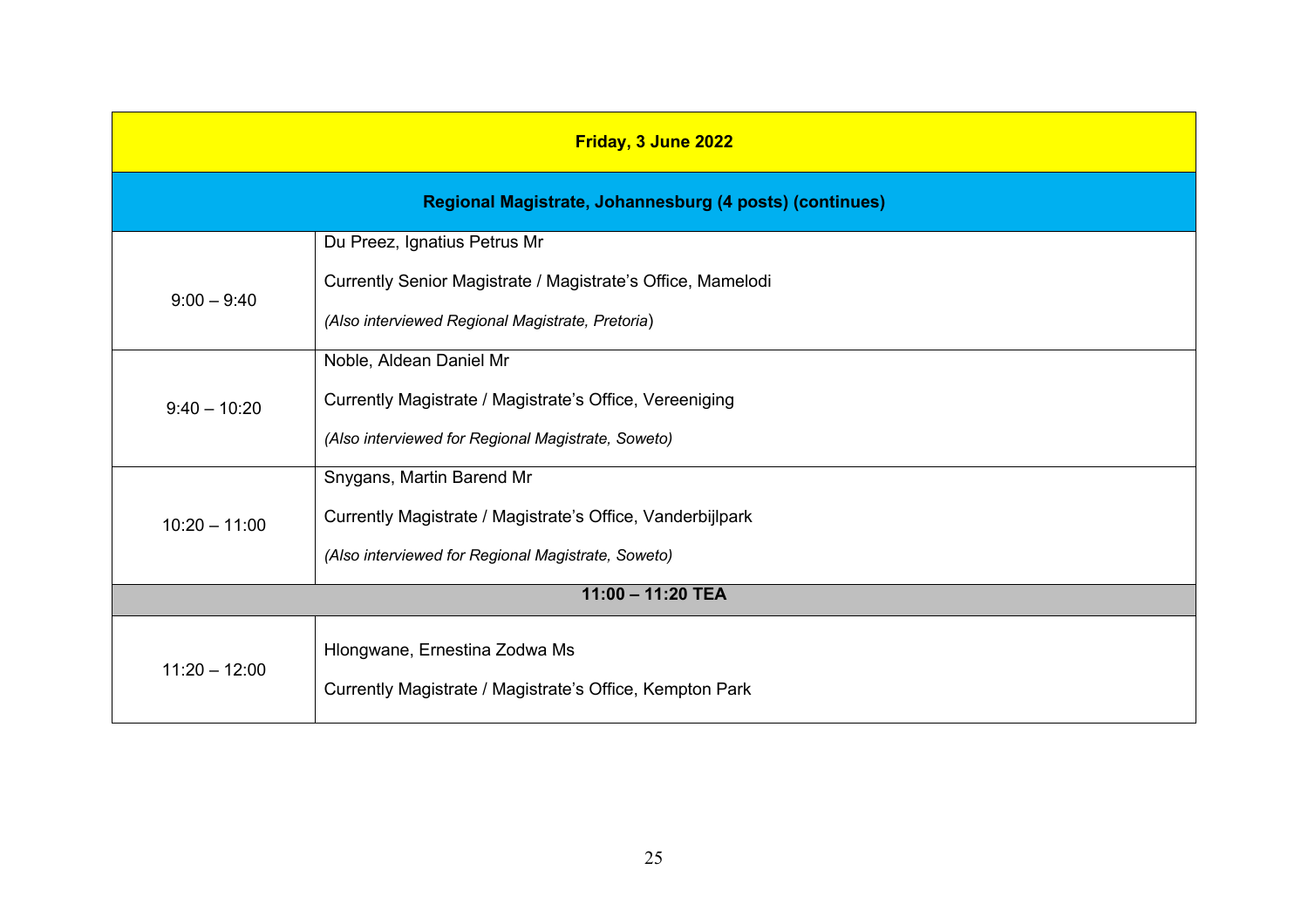| Friday, 3 June 2022 | |
|---|---|
| **Regional Magistrate, Johannesburg (4 posts) (continues)** | |
| 9:00 – 9:40 | Du Preez, Ignatius Petrus Mr<br><br>Currently Senior Magistrate / Magistrate's Office, Mamelodi<br><br>*(Also interviewed Regional Magistrate, Pretoria)* |
| 9:40 – 10:20 | Noble, Aldean Daniel Mr<br><br>Currently Magistrate / Magistrate's Office, Vereeniging<br><br>*(Also interviewed for Regional Magistrate, Soweto)* |
| 10:20 – 11:00 | Snygans, Martin Barend Mr<br><br>Currently Magistrate / Magistrate's Office, Vanderbijlpark<br><br>*(Also interviewed for Regional Magistrate, Soweto)* |
| **11:00 – 11:20 TEA** | |
| 11:20 – 12:00 | Hlongwane, Ernestina Zodwa Ms<br><br>Currently Magistrate / Magistrate's Office, Kempton Park |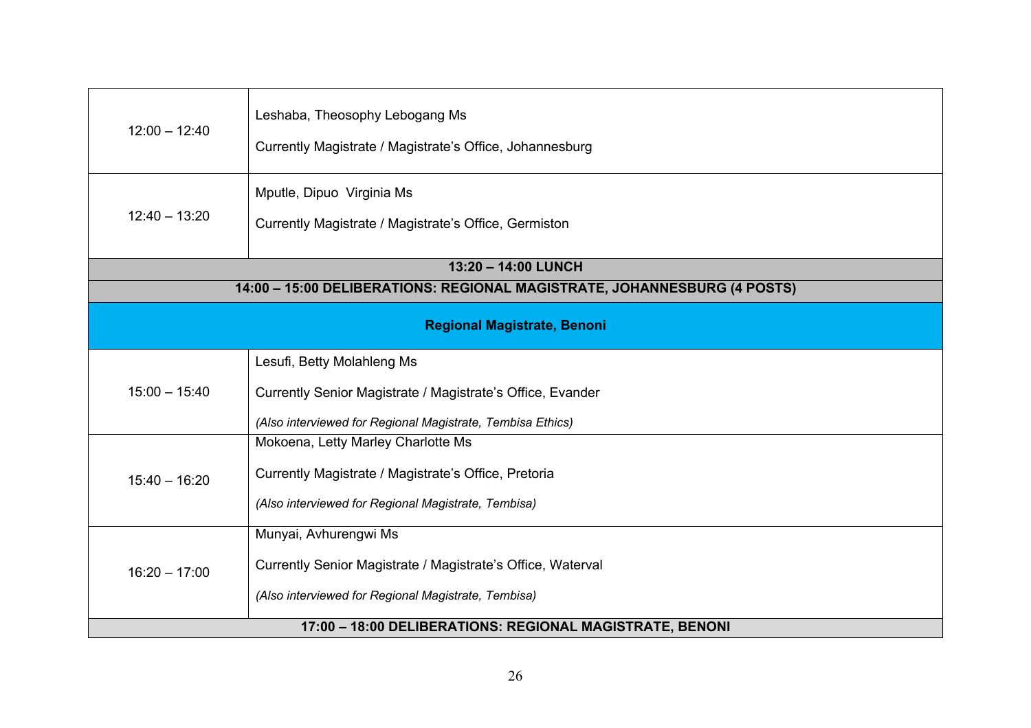| | |
|---|---|
| 12:00 – 12:40 | Leshaba, Theosophy Lebogang Ms<br><br>Currently Magistrate / Magistrate's Office, Johannesburg |
| 12:40 – 13:20 | Mputle, Dipuo Virginia Ms<br><br>Currently Magistrate / Magistrate's Office, Germiston |
| **13:20 – 14:00 LUNCH** | |
| **14:00 – 15:00 DELIBERATIONS: REGIONAL MAGISTRATE, JOHANNESBURG (4 POSTS)** | |
| **Regional Magistrate, Benoni** | |
| 15:00 – 15:40 | Lesufi, Betty Molahleng Ms<br><br>Currently Senior Magistrate / Magistrate's Office, Evander<br><br>*(Also interviewed for Regional Magistrate, Tembisa Ethics)* |
| 15:40 – 16:20 | Mokoena, Letty Marley Charlotte Ms<br><br>Currently Magistrate / Magistrate's Office, Pretoria<br><br>*(Also interviewed for Regional Magistrate, Tembisa)* |
| 16:20 – 17:00 | Munyai, Avhurengwi Ms<br><br>Currently Senior Magistrate / Magistrate's Office, Waterval<br><br>*(Also interviewed for Regional Magistrate, Tembisa)* |
| **17:00 – 18:00 DELIBERATIONS: REGIONAL MAGISTRATE, BENONI** | |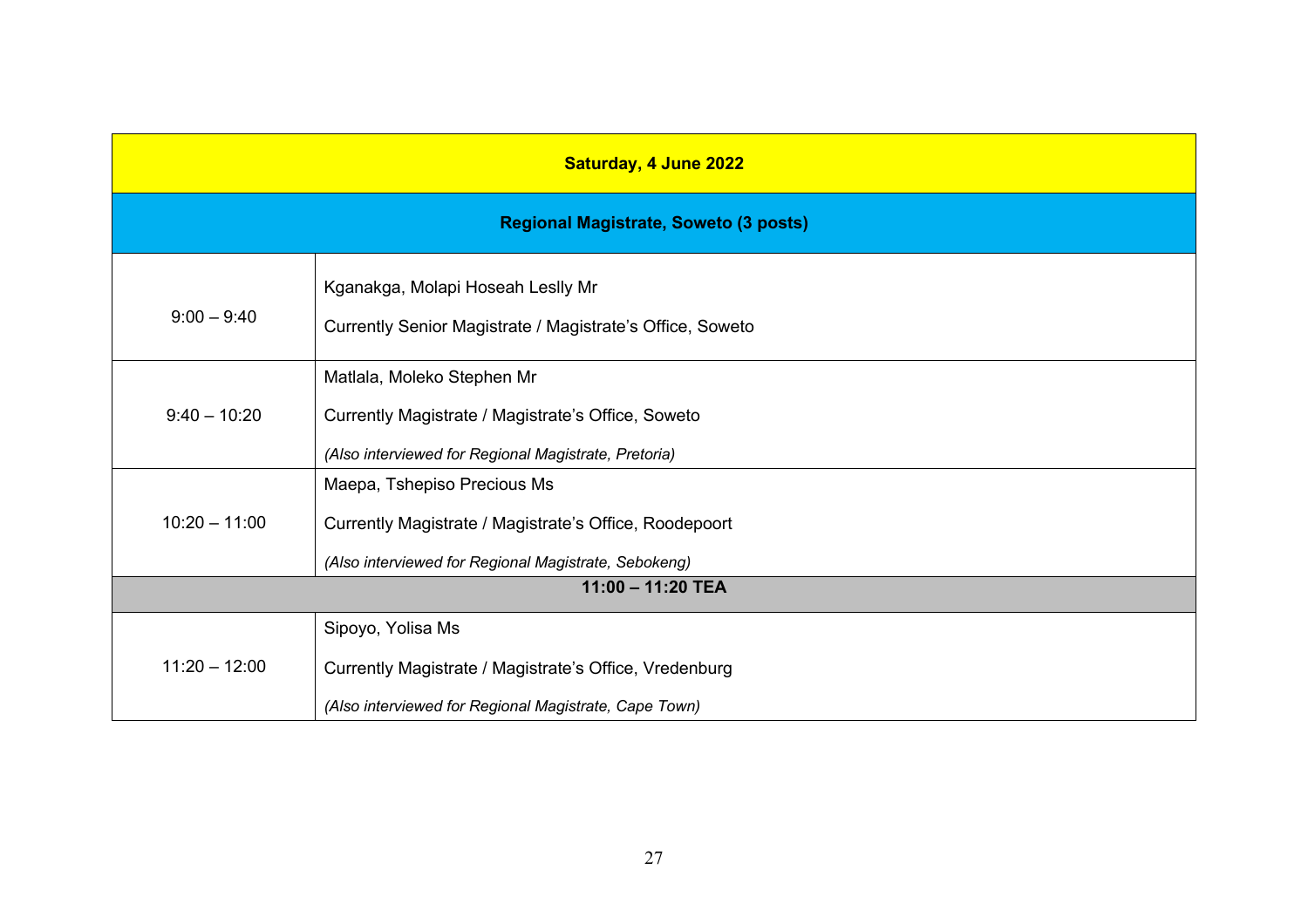| Saturday, 4 June 2022 | |
|---|---|
| **Regional Magistrate, Soweto (3 posts)** | |
| 9:00 – 9:40 | Kganakga, Molapi Hoseah Leslly Mr<br><br>Currently Senior Magistrate / Magistrate's Office, Soweto |
| 9:40 – 10:20 | Matlala, Moleko Stephen Mr<br><br>Currently Magistrate / Magistrate's Office, Soweto<br><br>*(Also interviewed for Regional Magistrate, Pretoria)* |
| 10:20 – 11:00 | Maepa, Tshepiso Precious Ms<br><br>Currently Magistrate / Magistrate's Office, Roodepoort<br><br>*(Also interviewed for Regional Magistrate, Sebokeng)* |
| **11:00 – 11:20 TEA** | |
| 11:20 – 12:00 | Sipoyo, Yolisa Ms<br><br>Currently Magistrate / Magistrate's Office, Vredenburg<br><br>*(Also interviewed for Regional Magistrate, Cape Town)* |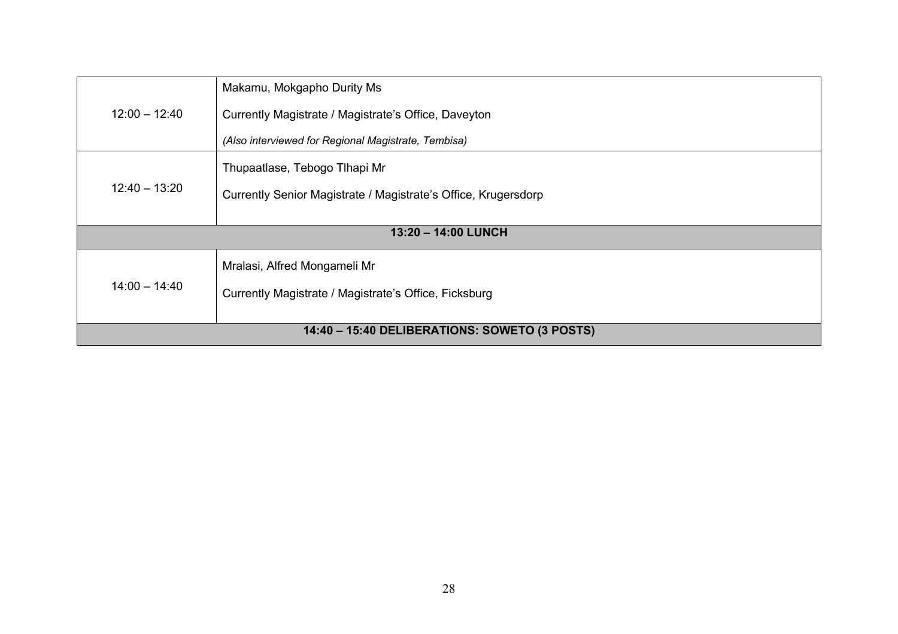| | |
|---|---|
| 12:00 – 12:40 | Makamu, Mokgapho Durity Ms<br><br>Currently Magistrate / Magistrate's Office, Daveyton<br><br>*(Also interviewed for Regional Magistrate, Tembisa)* |
| 12:40 – 13:20 | Thupaatlase, Tebogo Tlhapi Mr<br><br>Currently Senior Magistrate / Magistrate's Office, Krugersdorp |
| **13:20 – 14:00 LUNCH** | |
| 14:00 – 14:40 | Mralasi, Alfred Mongameli Mr<br><br>Currently Magistrate / Magistrate's Office, Ficksburg |
| **14:40 – 15:40 DELIBERATIONS: SOWETO (3 POSTS)** | |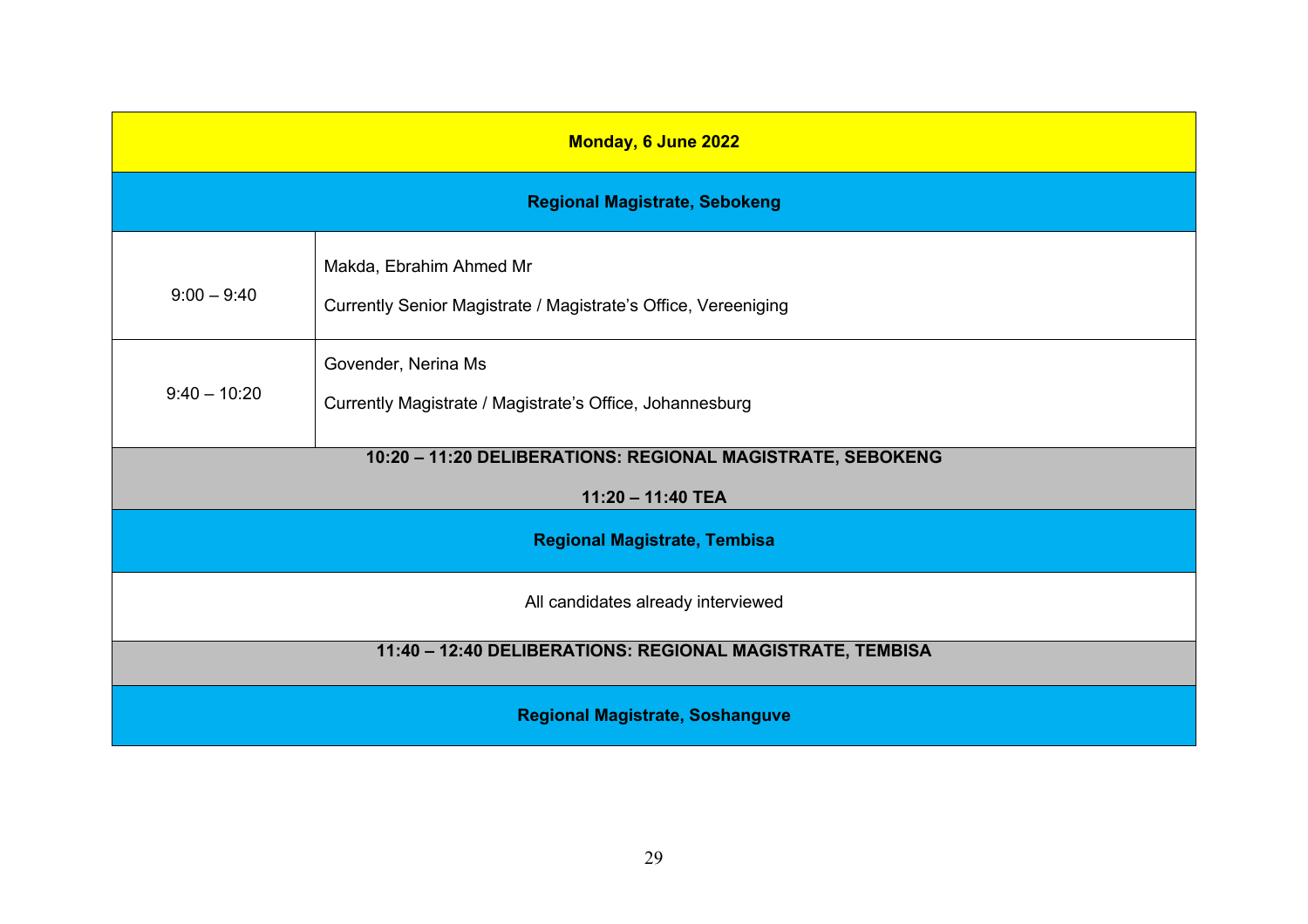| Monday, 6 June 2022 | |
|---|---|
| **Regional Magistrate, Sebokeng** | |
| 9:00 – 9:40 | Makda, Ebrahim Ahmed Mr<br><br>Currently Senior Magistrate / Magistrate's Office, Vereeniging |
| 9:40 – 10:20 | Govender, Nerina Ms<br><br>Currently Magistrate / Magistrate's Office, Johannesburg |
| **10:20 – 11:20 DELIBERATIONS: REGIONAL MAGISTRATE, SEBOKENG**<br><br>**11:20 – 11:40 TEA** | |
| **Regional Magistrate, Tembisa** | |
| All candidates already interviewed | |
| **11:40 – 12:40 DELIBERATIONS: REGIONAL MAGISTRATE, TEMBISA** | |
| **Regional Magistrate, Soshanguve** | |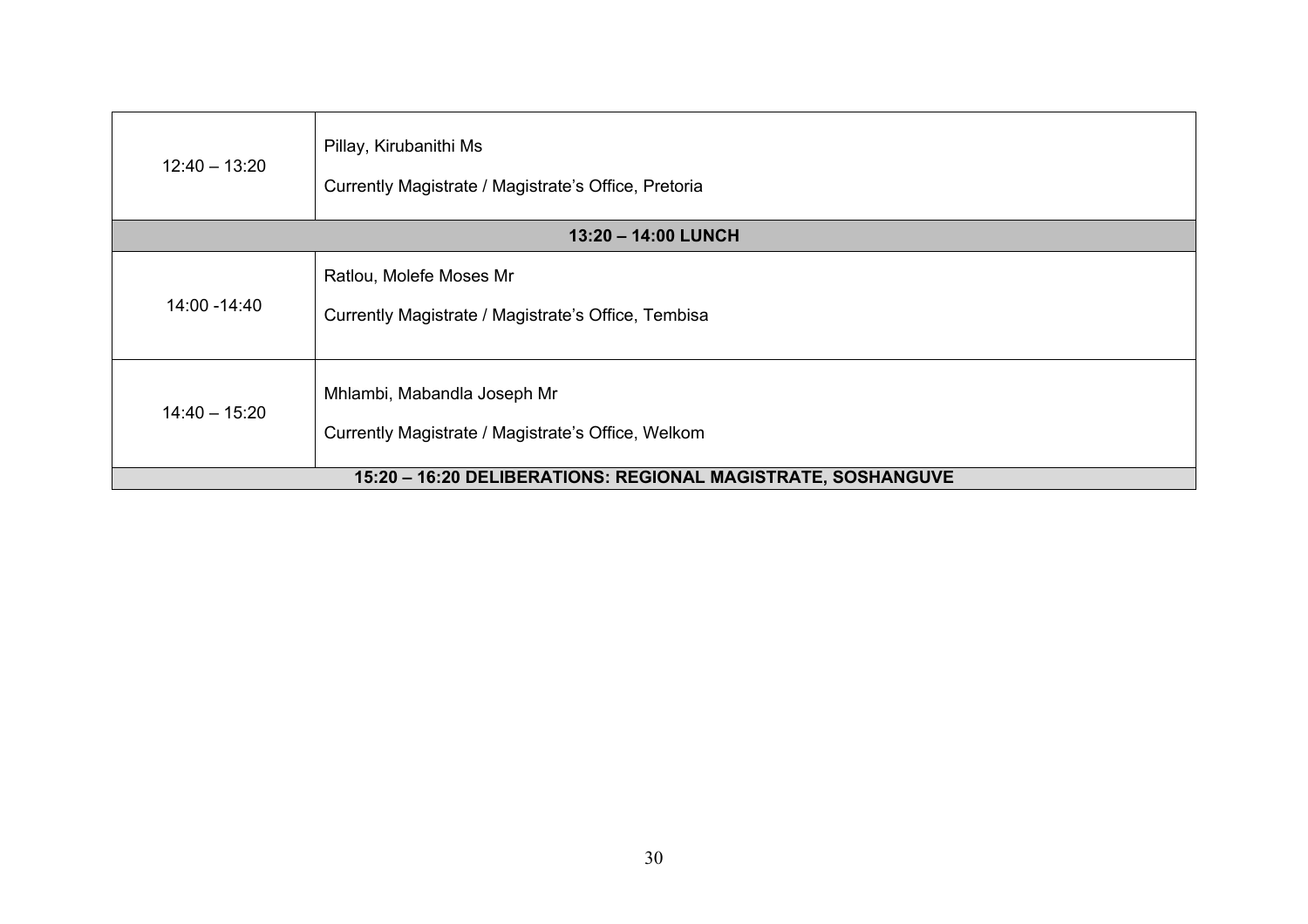| | |
|---|---|
| 12:40 – 13:20 | Pillay, Kirubanithi Ms<br><br>Currently Magistrate / Magistrate's Office, Pretoria |
| **13:20 – 14:00 LUNCH** | |
| 14:00 -14:40 | Ratlou, Molefe Moses Mr<br><br>Currently Magistrate / Magistrate's Office, Tembisa |
| 14:40 – 15:20 | Mhlambi, Mabandla Joseph Mr<br><br>Currently Magistrate / Magistrate's Office, Welkom |
| **15:20 – 16:20 DELIBERATIONS: REGIONAL MAGISTRATE, SOSHANGUVE** | |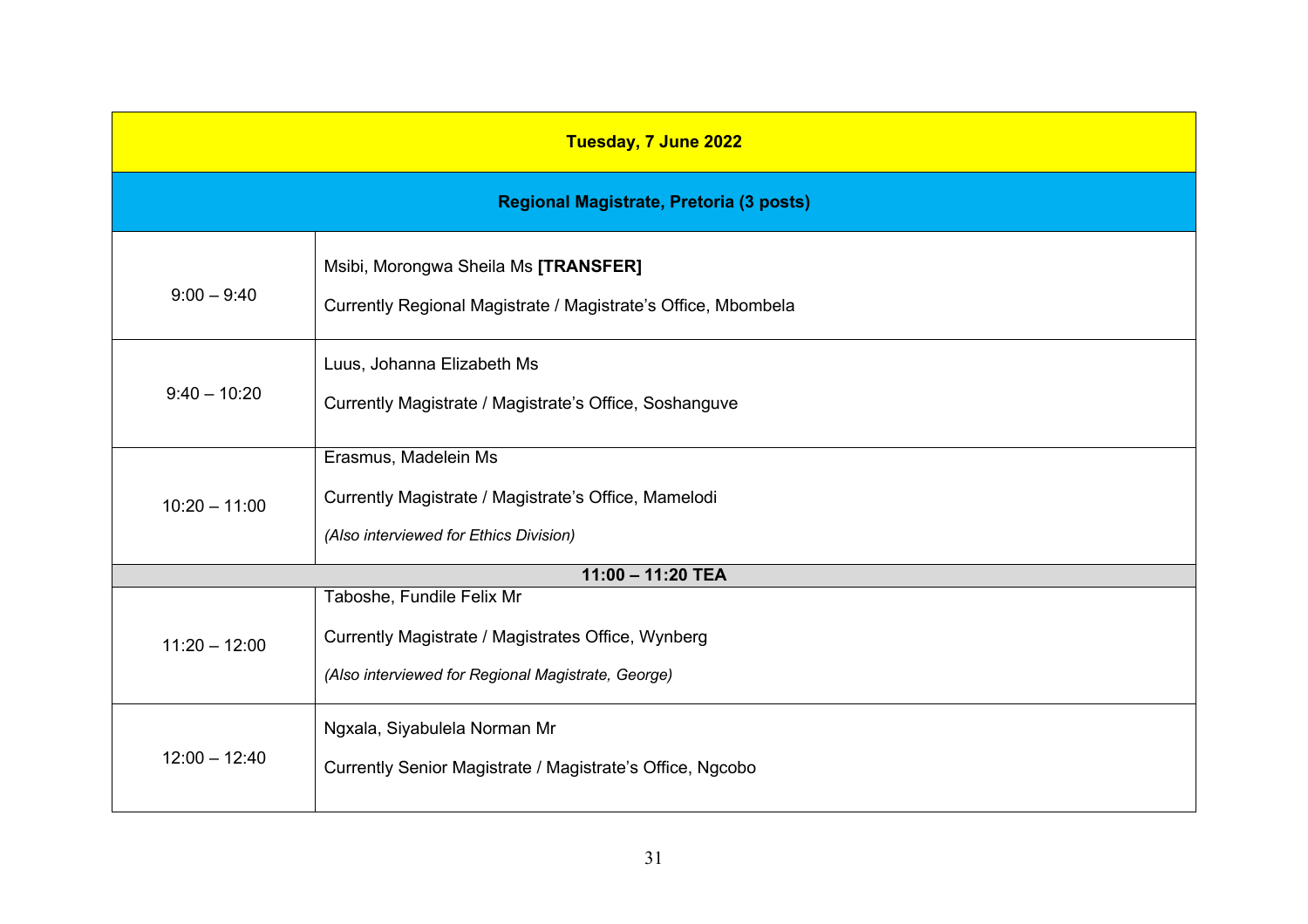| Tuesday, 7 June 2022 | |
|---|---|
| **Regional Magistrate, Pretoria (3 posts)** | |
| 9:00 – 9:40 | Msibi, Morongwa Sheila Ms **[TRANSFER]**<br><br>Currently Regional Magistrate / Magistrate's Office, Mbombela |
| 9:40 – 10:20 | Luus, Johanna Elizabeth Ms<br><br>Currently Magistrate / Magistrate's Office, Soshanguve |
| 10:20 – 11:00 | Erasmus, Madelein Ms<br><br>Currently Magistrate / Magistrate's Office, Mamelodi<br><br>*(Also interviewed for Ethics Division)* |
| **11:00 – 11:20 TEA** | |
| 11:20 – 12:00 | Taboshe, Fundile Felix Mr<br><br>Currently Magistrate / Magistrates Office, Wynberg<br><br>*(Also interviewed for Regional Magistrate, George)* |
| 12:00 – 12:40 | Ngxala, Siyabulela Norman Mr<br><br>Currently Senior Magistrate / Magistrate's Office, Ngcobo |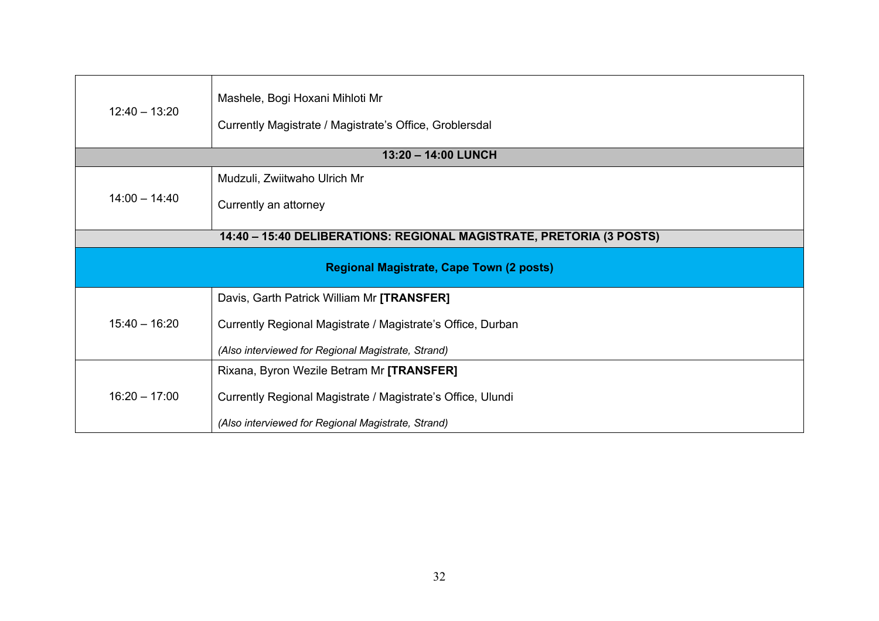| | |
|---|---|
| 12:40 – 13:20 | Mashele, Bogi Hoxani Mihloti Mr<br><br>Currently Magistrate / Magistrate's Office, Groblersdal |
| **13:20 – 14:00 LUNCH** | |
| 14:00 – 14:40 | Mudzuli, Zwiitwaho Ulrich Mr<br><br>Currently an attorney |
| **14:40 – 15:40 DELIBERATIONS: REGIONAL MAGISTRATE, PRETORIA (3 POSTS)** | |
| **Regional Magistrate, Cape Town (2 posts)** | |
| 15:40 – 16:20 | Davis, Garth Patrick William Mr **[TRANSFER]**<br><br>Currently Regional Magistrate / Magistrate's Office, Durban<br><br>*(Also interviewed for Regional Magistrate, Strand)* |
| 16:20 – 17:00 | Rixana, Byron Wezile Betram Mr **[TRANSFER]**<br><br>Currently Regional Magistrate / Magistrate's Office, Ulundi<br><br>*(Also interviewed for Regional Magistrate, Strand)* |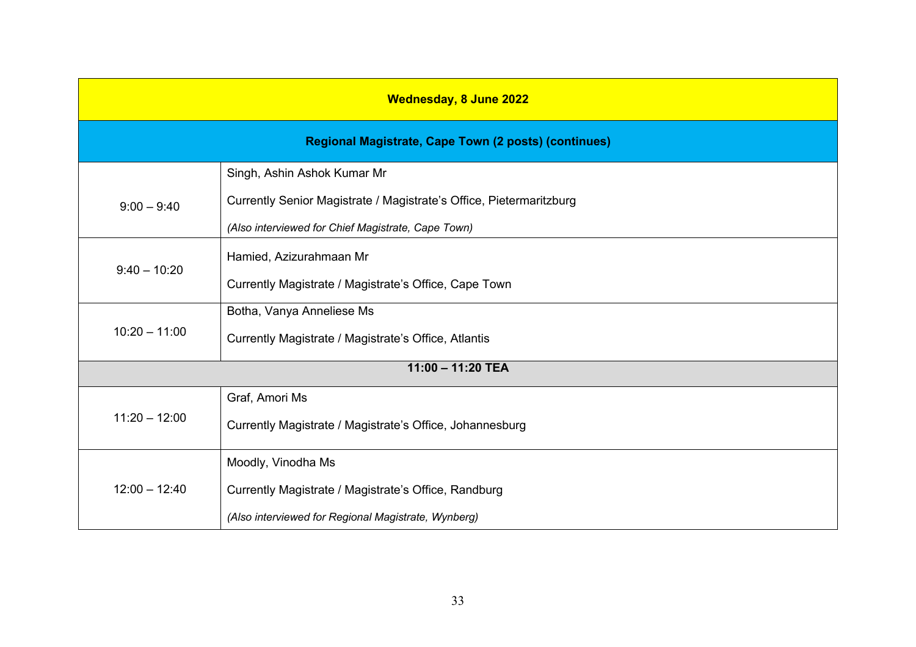| Wednesday, 8 June 2022 | |
|---|---|
| **Regional Magistrate, Cape Town (2 posts) (continues)** | |
| 9:00 – 9:40 | Singh, Ashin Ashok Kumar Mr<br><br>Currently Senior Magistrate / Magistrate's Office, Pietermaritzburg<br><br>*(Also interviewed for Chief Magistrate, Cape Town)* |
| 9:40 – 10:20 | Hamied, Azizurahmaan Mr<br><br>Currently Magistrate / Magistrate's Office, Cape Town |
| 10:20 – 11:00 | Botha, Vanya Anneliese Ms<br><br>Currently Magistrate / Magistrate's Office, Atlantis |
| **11:00 – 11:20 TEA** | |
| 11:20 – 12:00 | Graf, Amori Ms<br><br>Currently Magistrate / Magistrate's Office, Johannesburg |
| 12:00 – 12:40 | Moodly, Vinodha Ms<br><br>Currently Magistrate / Magistrate's Office, Randburg<br><br>*(Also interviewed for Regional Magistrate, Wynberg)* |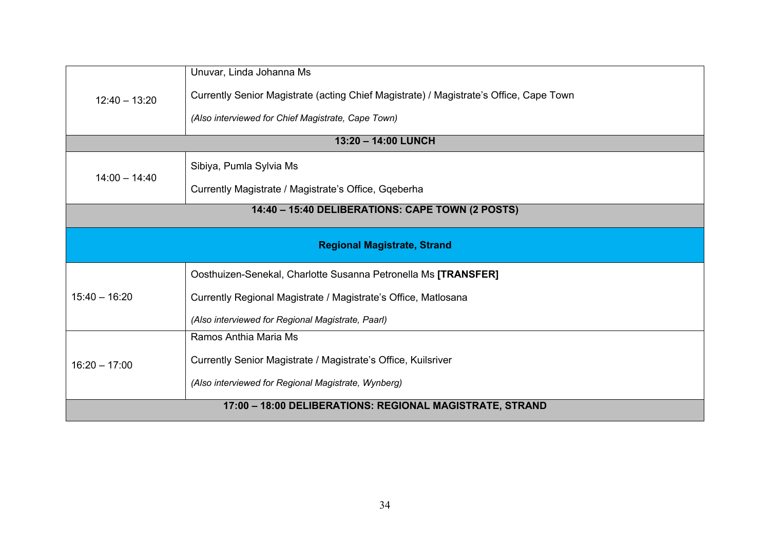| | |
|---|---|
| 12:40 – 13:20 | Unuvar, Linda Johanna Ms<br><br>Currently Senior Magistrate (acting Chief Magistrate) / Magistrate's Office, Cape Town<br><br>*(Also interviewed for Chief Magistrate, Cape Town)* |
| **13:20 – 14:00 LUNCH** | |
| 14:00 – 14:40 | Sibiya, Pumla Sylvia Ms<br><br>Currently Magistrate / Magistrate's Office, Gqeberha |
| **14:40 – 15:40 DELIBERATIONS: CAPE TOWN (2 POSTS)** | |
| **Regional Magistrate, Strand** | |
| 15:40 – 16:20 | Oosthuizen-Senekal, Charlotte Susanna Petronella Ms **[TRANSFER]**<br><br>Currently Regional Magistrate / Magistrate's Office, Matlosana<br><br>*(Also interviewed for Regional Magistrate, Paarl)* |
| 16:20 – 17:00 | Ramos Anthia Maria Ms<br><br>Currently Senior Magistrate / Magistrate's Office, Kuilsriver<br><br>*(Also interviewed for Regional Magistrate, Wynberg)* |
| **17:00 – 18:00 DELIBERATIONS: REGIONAL MAGISTRATE, STRAND** | |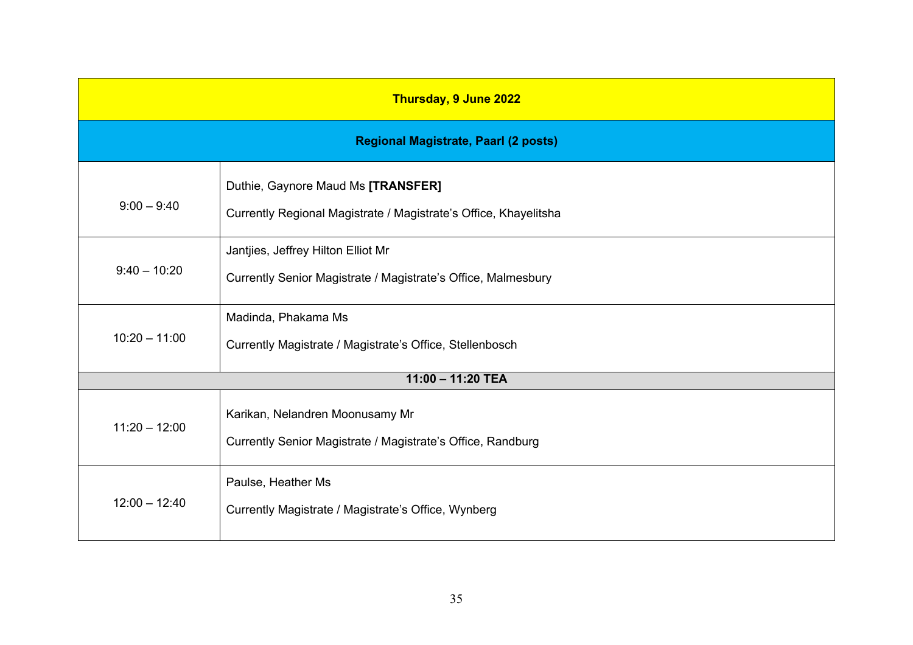| Thursday, 9 June 2022 | |
|---|---|
| **Regional Magistrate, Paarl (2 posts)** | |
| 9:00 – 9:40 | Duthie, Gaynore Maud Ms **[TRANSFER]**<br>Currently Regional Magistrate / Magistrate's Office, Khayelitsha |
| 9:40 – 10:20 | Jantjies, Jeffrey Hilton Elliot Mr<br>Currently Senior Magistrate / Magistrate's Office, Malmesbury |
| 10:20 – 11:00 | Madinda, Phakama Ms<br>Currently Magistrate / Magistrate's Office, Stellenbosch |
| **11:00 – 11:20 TEA** | |
| 11:20 – 12:00 | Karikan, Nelandren Moonusamy Mr<br>Currently Senior Magistrate / Magistrate's Office, Randburg |
| 12:00 – 12:40 | Paulse, Heather Ms<br>Currently Magistrate / Magistrate's Office, Wynberg |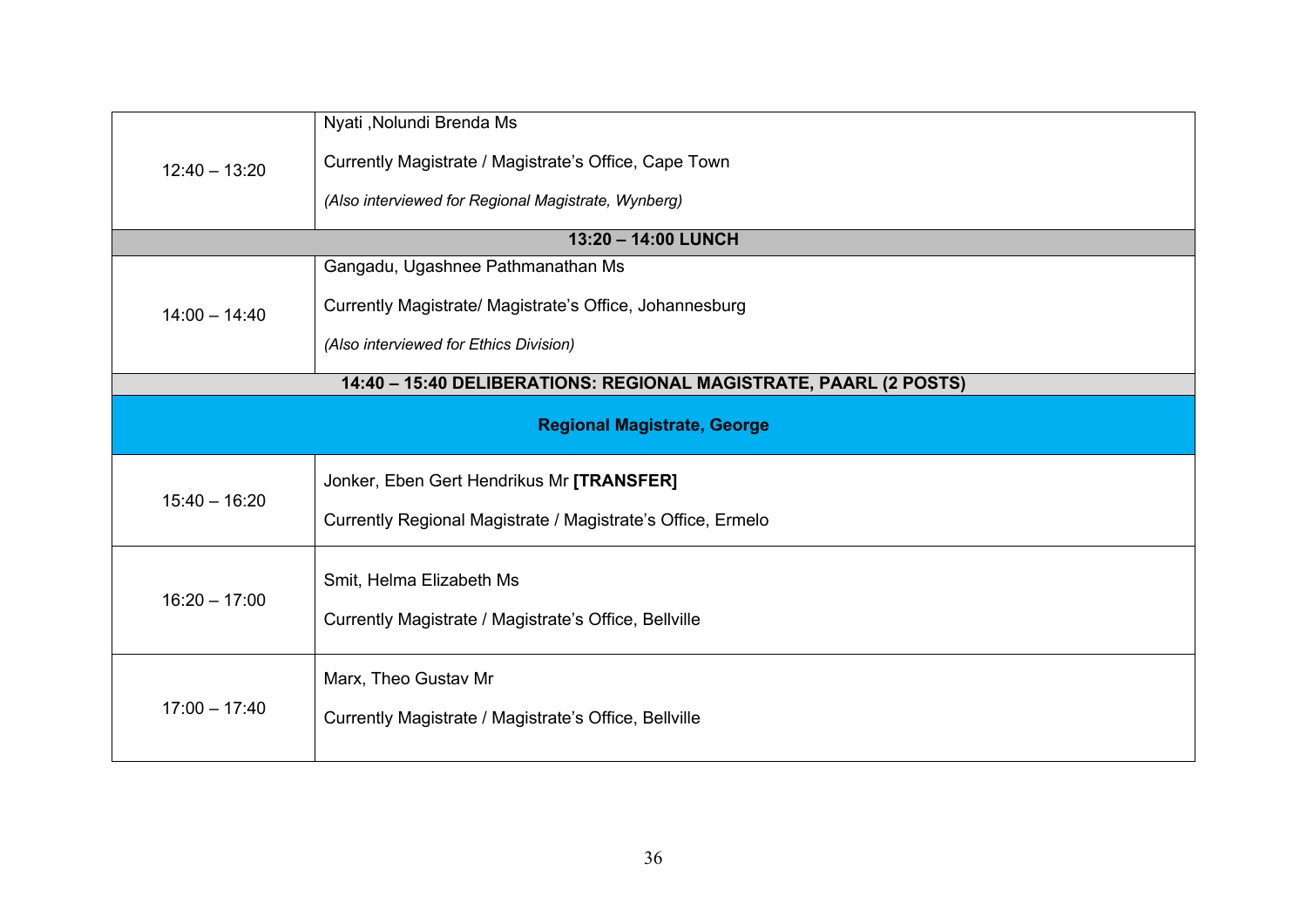| | |
|---|---|
| 12:40 – 13:20 | Nyati ,Nolundi Brenda Ms<br><br>Currently Magistrate / Magistrate's Office, Cape Town<br><br>*(Also interviewed for Regional Magistrate, Wynberg)* |
| **13:20 – 14:00 LUNCH** | |
| 14:00 – 14:40 | Gangadu, Ugashnee Pathmanathan Ms<br><br>Currently Magistrate/ Magistrate's Office, Johannesburg<br><br>*(Also interviewed for Ethics Division)* |
| **14:40 – 15:40 DELIBERATIONS: REGIONAL MAGISTRATE, PAARL (2 POSTS)** | |
| **Regional Magistrate, George** | |
| 15:40 – 16:20 | Jonker, Eben Gert Hendrikus Mr **[TRANSFER]**<br><br>Currently Regional Magistrate / Magistrate's Office, Ermelo |
| 16:20 – 17:00 | Smit, Helma Elizabeth Ms<br><br>Currently Magistrate / Magistrate's Office, Bellville |
| 17:00 – 17:40 | Marx, Theo Gustav Mr<br><br>Currently Magistrate / Magistrate's Office, Bellville |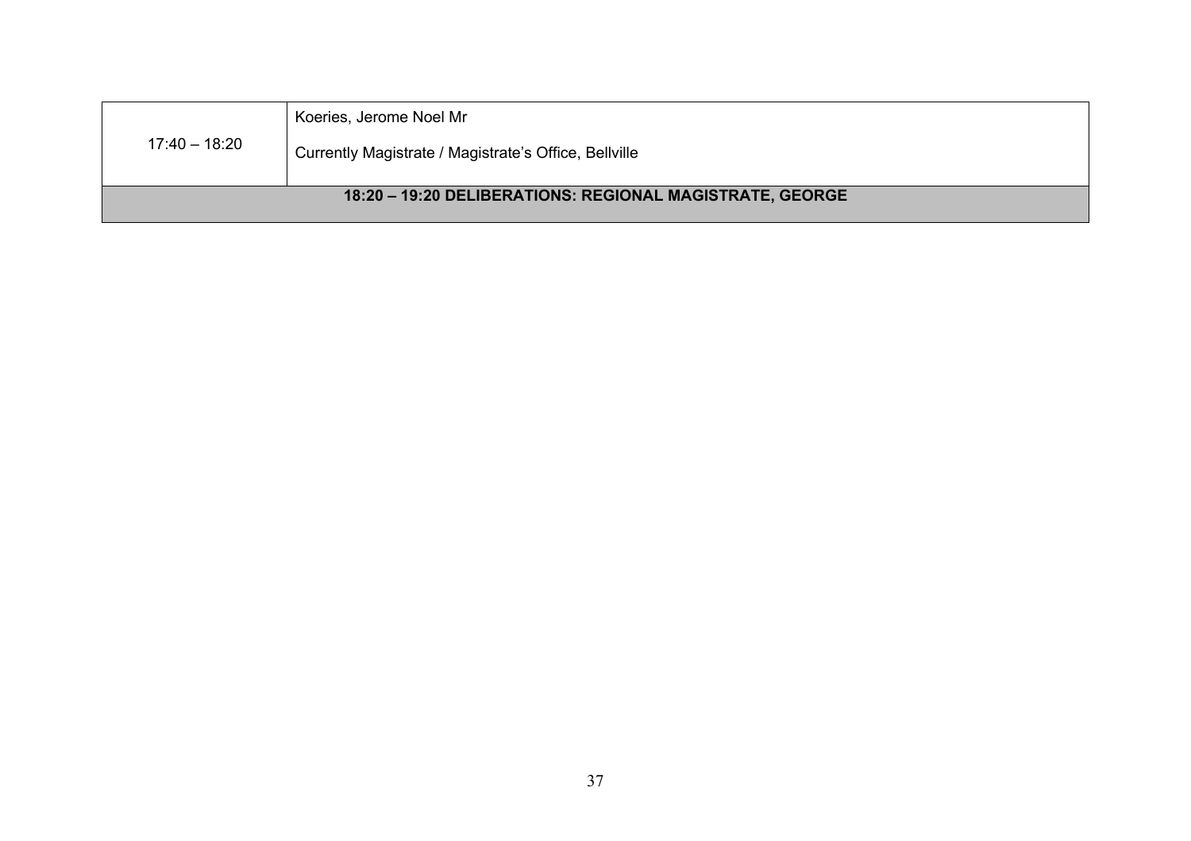| | |
|---|---|
| 17:40 – 18:20 | Koeries, Jerome Noel Mr<br><br>Currently Magistrate / Magistrate's Office, Bellville |
| **18:20 – 19:20 DELIBERATIONS: REGIONAL MAGISTRATE, GEORGE** | |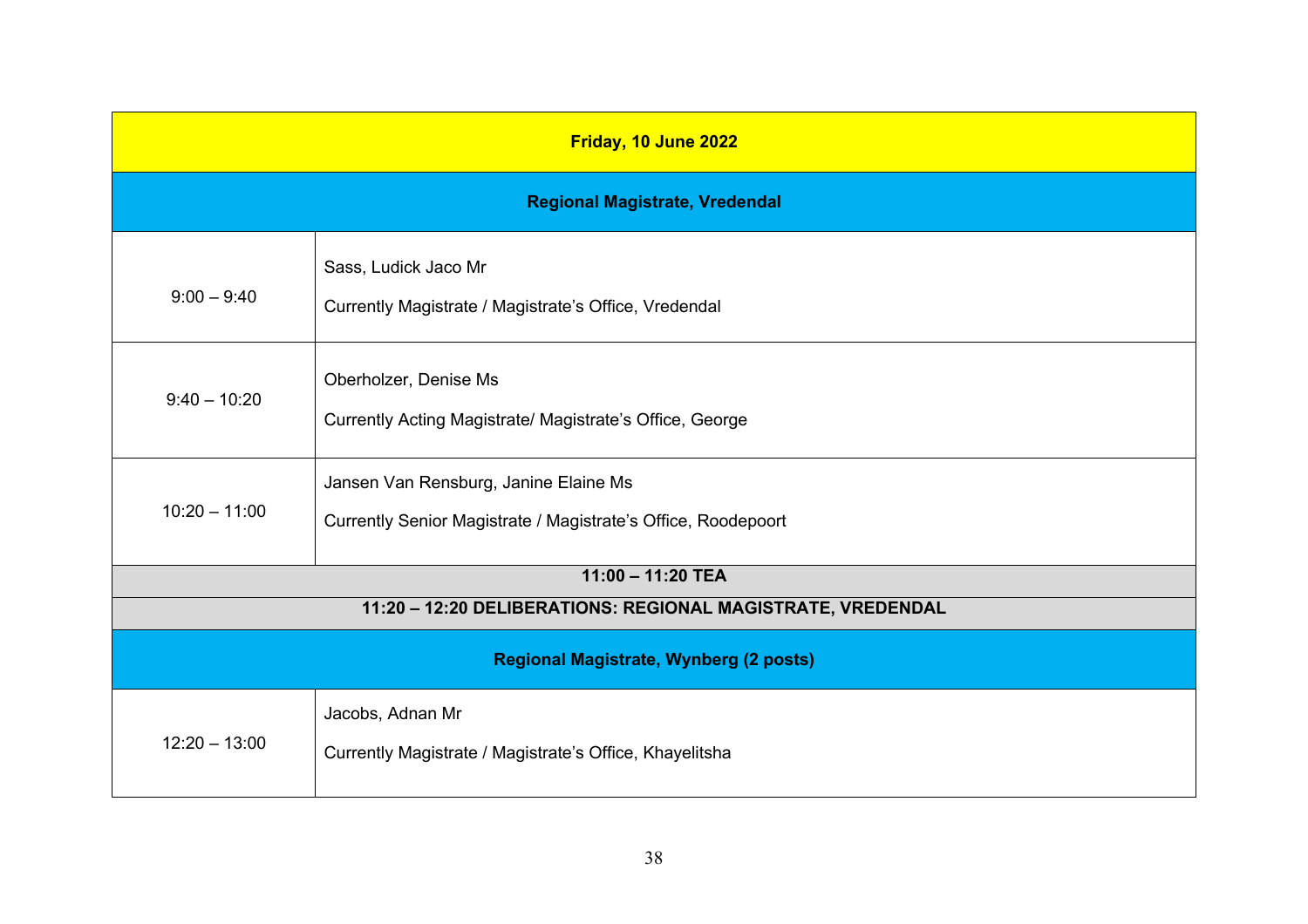| Friday, 10 June 2022 | |
|---|---|
| **Regional Magistrate, Vredendal** | |
| 9:00 – 9:40 | Sass, Ludick Jaco Mr<br><br>Currently Magistrate / Magistrate's Office, Vredendal |
| 9:40 – 10:20 | Oberholzer, Denise Ms<br><br>Currently Acting Magistrate/ Magistrate's Office, George |
| 10:20 – 11:00 | Jansen Van Rensburg, Janine Elaine Ms<br><br>Currently Senior Magistrate / Magistrate's Office, Roodepoort |
| **11:00 – 11:20 TEA** | |
| **11:20 – 12:20 DELIBERATIONS: REGIONAL MAGISTRATE, VREDENDAL** | |
| **Regional Magistrate, Wynberg (2 posts)** | |
| 12:20 – 13:00 | Jacobs, Adnan Mr<br><br>Currently Magistrate / Magistrate's Office, Khayelitsha |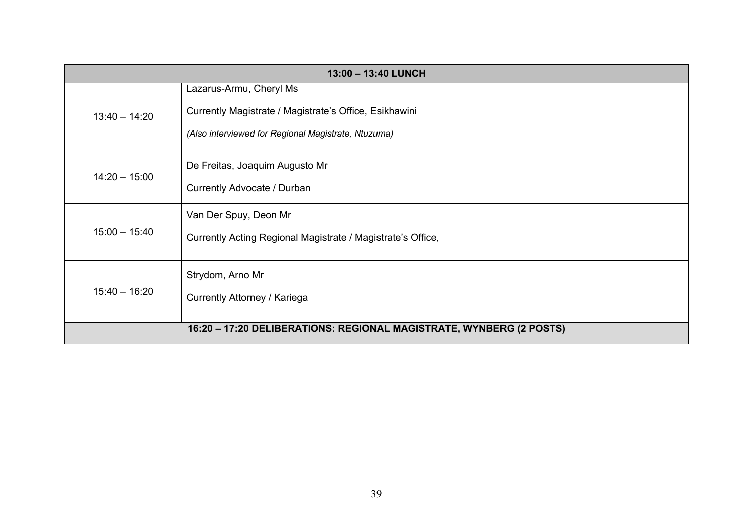| 13:00 – 13:40 LUNCH | |
|---|---|
| 13:40 – 14:20 | Lazarus-Armu, Cheryl Ms<br><br>Currently Magistrate / Magistrate's Office, Esikhawini<br><br>*(Also interviewed for Regional Magistrate, Ntuzuma)* |
| 14:20 – 15:00 | De Freitas, Joaquim Augusto Mr<br><br>Currently Advocate / Durban |
| 15:00 – 15:40 | Van Der Spuy, Deon Mr<br><br>Currently Acting Regional Magistrate / Magistrate's Office, |
| 15:40 – 16:20 | Strydom, Arno Mr<br><br>Currently Attorney / Kariega |
| **16:20 – 17:20 DELIBERATIONS: REGIONAL MAGISTRATE, WYNBERG (2 POSTS)** | |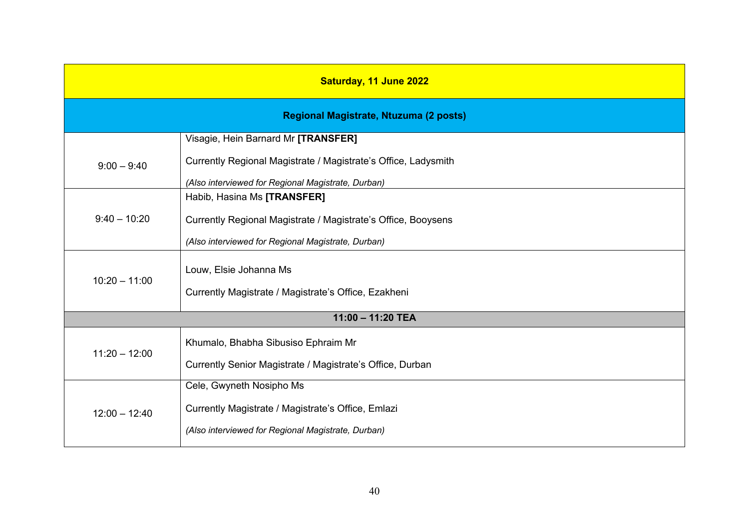| **Saturday, 11 June 2022** | |
|---|---|
| **Regional Magistrate, Ntuzuma (2 posts)** | |
| 9:00 – 9:40 | Visagie, Hein Barnard Mr **[TRANSFER]**<br><br>Currently Regional Magistrate / Magistrate's Office, Ladysmith<br><br>*(Also interviewed for Regional Magistrate, Durban)* |
| 9:40 – 10:20 | Habib, Hasina Ms **[TRANSFER]**<br><br>Currently Regional Magistrate / Magistrate's Office, Booysens<br><br>*(Also interviewed for Regional Magistrate, Durban)* |
| 10:20 – 11:00 | Louw, Elsie Johanna Ms<br><br>Currently Magistrate / Magistrate's Office, Ezakheni |
| **11:00 – 11:20 TEA** | |
| 11:20 – 12:00 | Khumalo, Bhabha Sibusiso Ephraim Mr<br><br>Currently Senior Magistrate / Magistrate's Office, Durban |
| 12:00 – 12:40 | Cele, Gwyneth Nosipho Ms<br><br>Currently Magistrate / Magistrate's Office, Emlazi<br><br>*(Also interviewed for Regional Magistrate, Durban)* |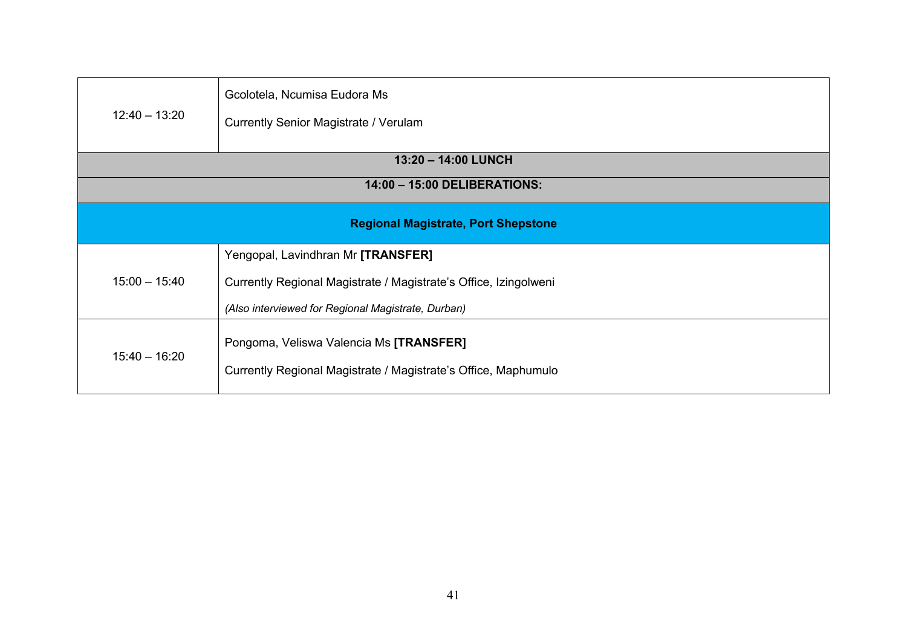| | |
|---|---|
| 12:40 – 13:20 | Gcolotela, Ncumisa Eudora Ms<br><br>Currently Senior Magistrate / Verulam |
| **13:20 – 14:00 LUNCH** | |
| **14:00 – 15:00 DELIBERATIONS:** | |
| **Regional Magistrate, Port Shepstone** | |
| 15:00 – 15:40 | Yengopal, Lavindhran Mr **[TRANSFER]**<br><br>Currently Regional Magistrate / Magistrate's Office, Izingolweni<br><br>*(Also interviewed for Regional Magistrate, Durban)* |
| 15:40 – 16:20 | Pongoma, Veliswa Valencia Ms **[TRANSFER]**<br><br>Currently Regional Magistrate / Magistrate's Office, Maphumulo |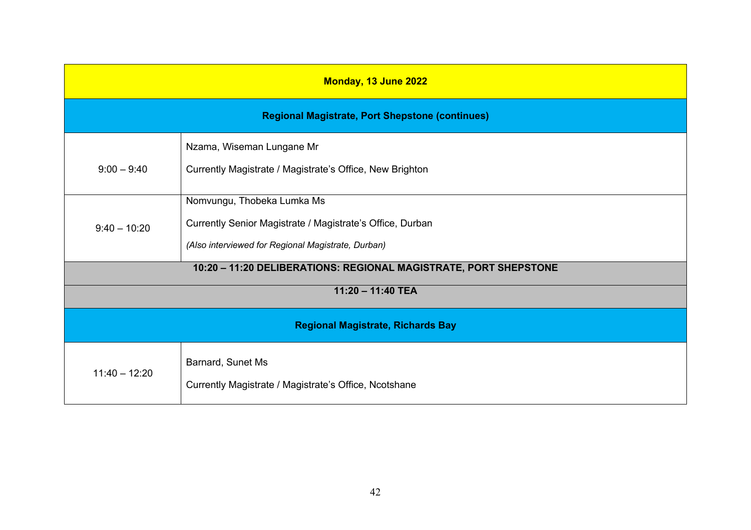| **Monday, 13 June 2022** | |
|---|---|
| **Regional Magistrate, Port Shepstone (continues)** | |
| 9:00 – 9:40 | Nzama, Wiseman Lungane Mr<br><br>Currently Magistrate / Magistrate's Office, New Brighton |
| 9:40 – 10:20 | Nomvungu, Thobeka Lumka Ms<br><br>Currently Senior Magistrate / Magistrate's Office, Durban<br><br>*(Also interviewed for Regional Magistrate, Durban)* |
| **10:20 – 11:20 DELIBERATIONS: REGIONAL MAGISTRATE, PORT SHEPSTONE** | |
| **11:20 – 11:40 TEA** | |
| **Regional Magistrate, Richards Bay** | |
| 11:40 – 12:20 | Barnard, Sunet Ms<br><br>Currently Magistrate / Magistrate's Office, Ncotshane |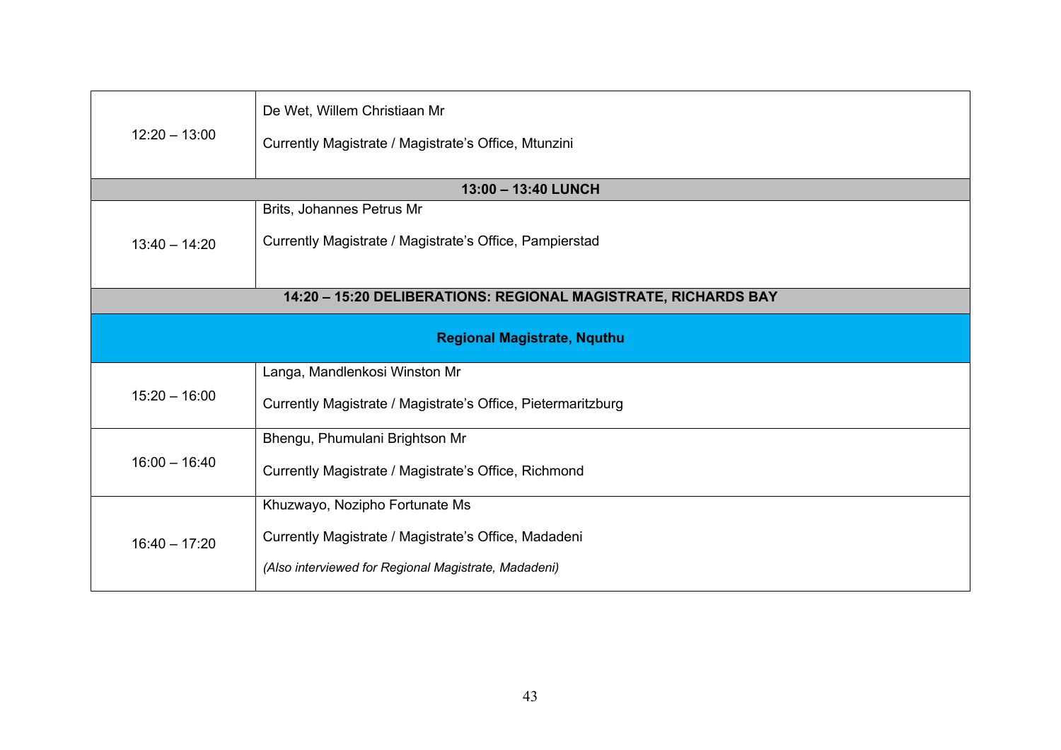| | |
|---|---|
| 12:20 – 13:00 | De Wet, Willem Christiaan Mr<br><br>Currently Magistrate / Magistrate's Office, Mtunzini |
| **13:00 – 13:40 LUNCH** | |
| 13:40 – 14:20 | Brits, Johannes Petrus Mr<br><br>Currently Magistrate / Magistrate's Office, Pampierstad |
| **14:20 – 15:20 DELIBERATIONS: REGIONAL MAGISTRATE, RICHARDS BAY** | |
| **Regional Magistrate, Nquthu** | |
| 15:20 – 16:00 | Langa, Mandlenkosi Winston Mr<br><br>Currently Magistrate / Magistrate's Office, Pietermaritzburg |
| 16:00 – 16:40 | Bhengu, Phumulani Brightson Mr<br><br>Currently Magistrate / Magistrate's Office, Richmond |
| 16:40 – 17:20 | Khuzwayo, Nozipho Fortunate Ms<br><br>Currently Magistrate / Magistrate's Office, Madadeni<br><br>*(Also interviewed for Regional Magistrate, Madadeni)* |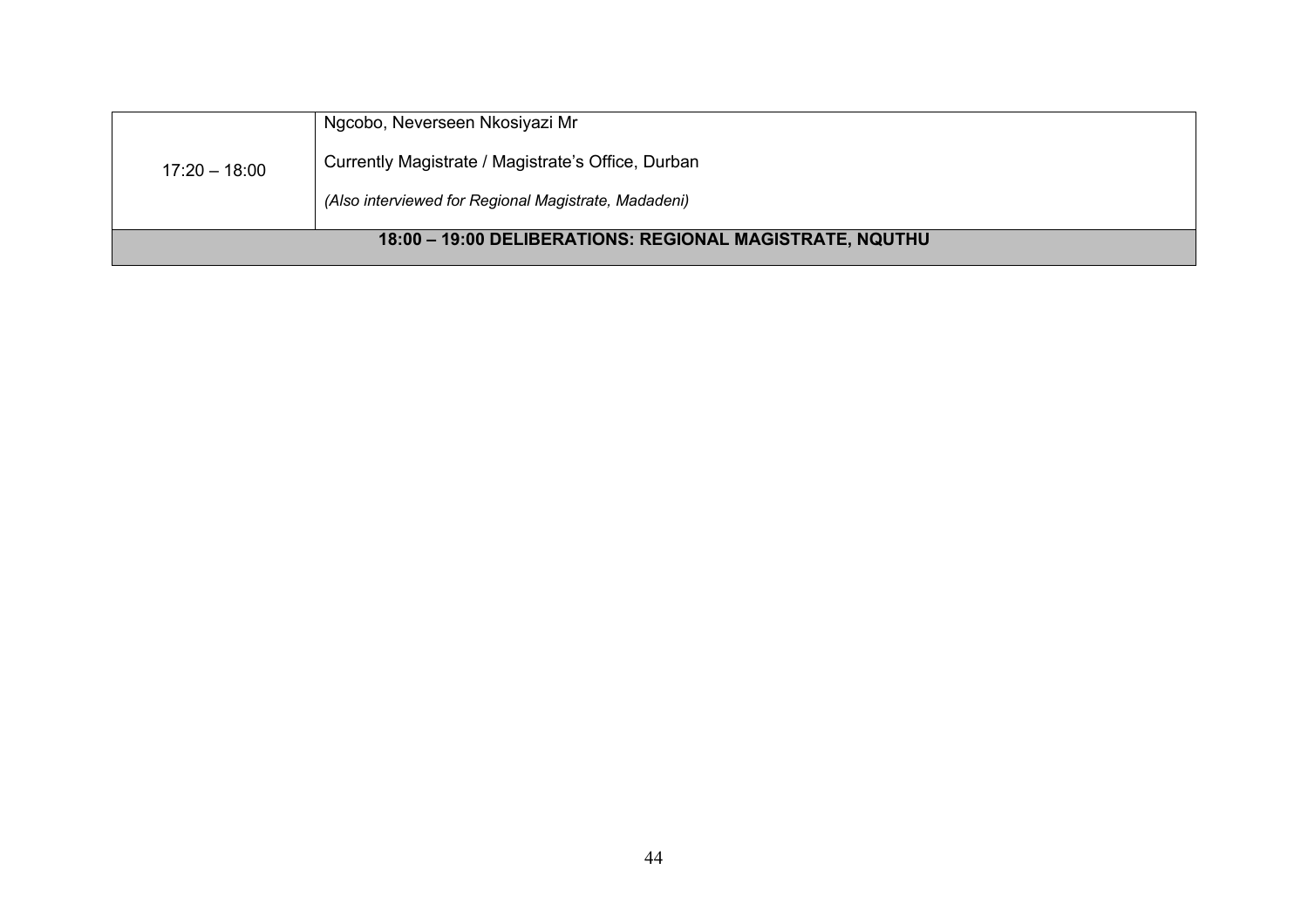| | |
|---|---|
| 17:20 – 18:00 | Ngcobo, Neverseen Nkosiyazi Mr<br><br>Currently Magistrate / Magistrate's Office, Durban<br><br>*(Also interviewed for Regional Magistrate, Madadeni)* |
| **18:00 – 19:00 DELIBERATIONS: REGIONAL MAGISTRATE, NQUTHU** | |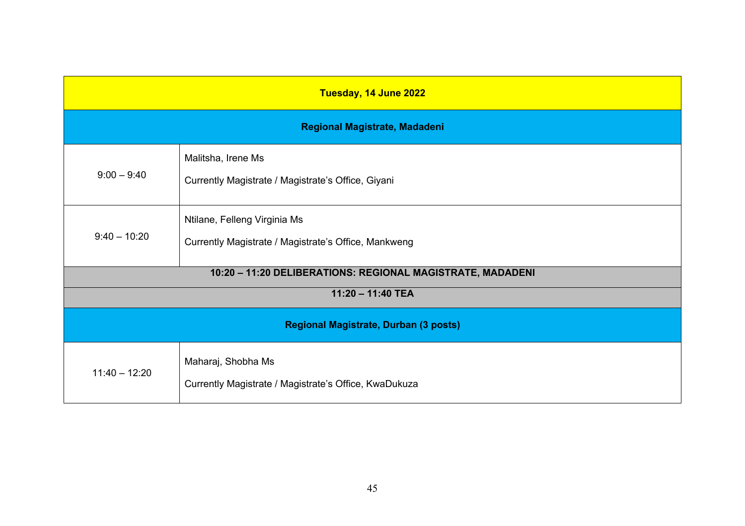| Tuesday, 14 June 2022 | |
|---|---|
| **Regional Magistrate, Madadeni** | |
| 9:00 – 9:40 | Malitsha, Irene Ms<br><br>Currently Magistrate / Magistrate's Office, Giyani |
| 9:40 – 10:20 | Ntilane, Felleng Virginia Ms<br><br>Currently Magistrate / Magistrate's Office, Mankweng |
| **10:20 – 11:20 DELIBERATIONS: REGIONAL MAGISTRATE, MADADENI** | |
| **11:20 – 11:40 TEA** | |
| **Regional Magistrate, Durban (3 posts)** | |
| 11:40 – 12:20 | Maharaj, Shobha Ms<br><br>Currently Magistrate / Magistrate's Office, KwaDukuza |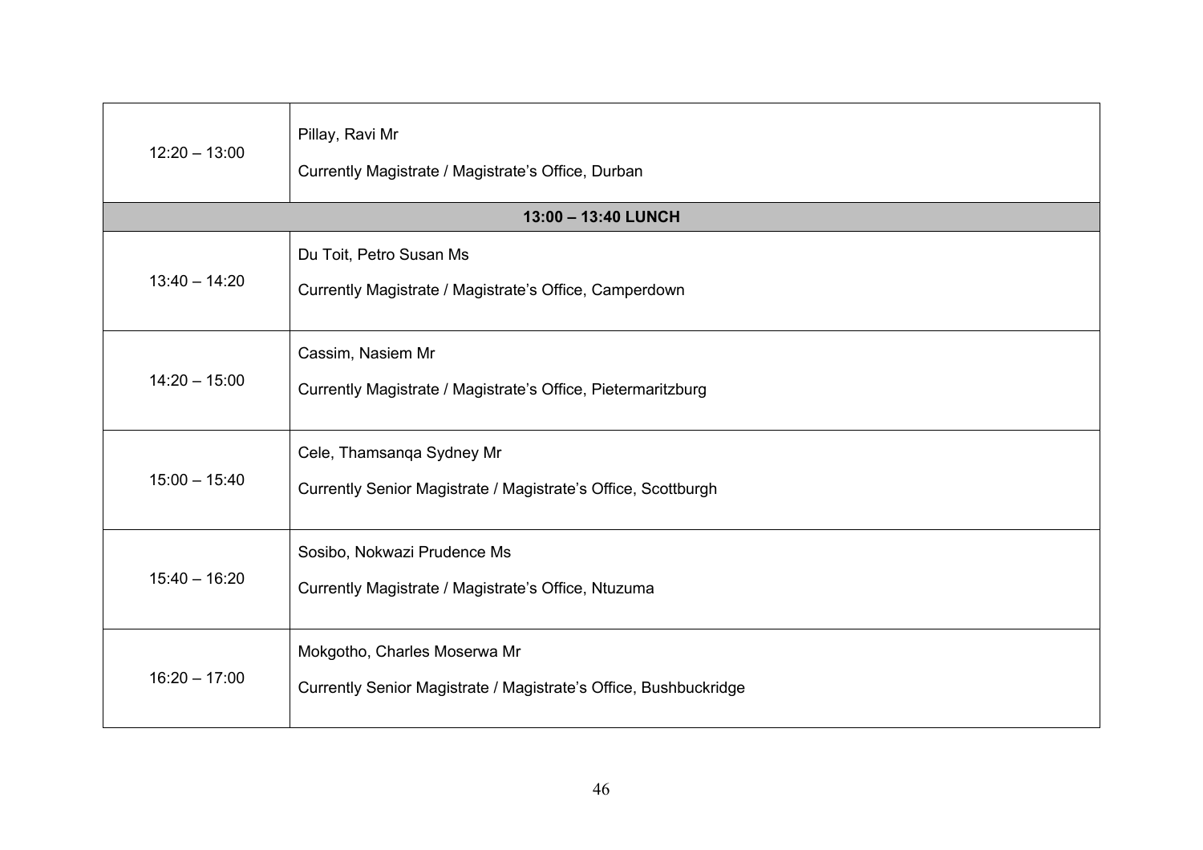| | |
|---|---|
| 12:20 – 13:00 | Pillay, Ravi Mr<br><br>Currently Magistrate / Magistrate's Office, Durban |
| **13:00 – 13:40 LUNCH** | |
| 13:40 – 14:20 | Du Toit, Petro Susan Ms<br><br>Currently Magistrate / Magistrate's Office, Camperdown |
| 14:20 – 15:00 | Cassim, Nasiem Mr<br><br>Currently Magistrate / Magistrate's Office, Pietermaritzburg |
| 15:00 – 15:40 | Cele, Thamsanqa Sydney Mr<br><br>Currently Senior Magistrate / Magistrate's Office, Scottburgh |
| 15:40 – 16:20 | Sosibo, Nokwazi Prudence Ms<br><br>Currently Magistrate / Magistrate's Office, Ntuzuma |
| 16:20 – 17:00 | Mokgotho, Charles Moserwa Mr<br><br>Currently Senior Magistrate / Magistrate's Office, Bushbuckridge |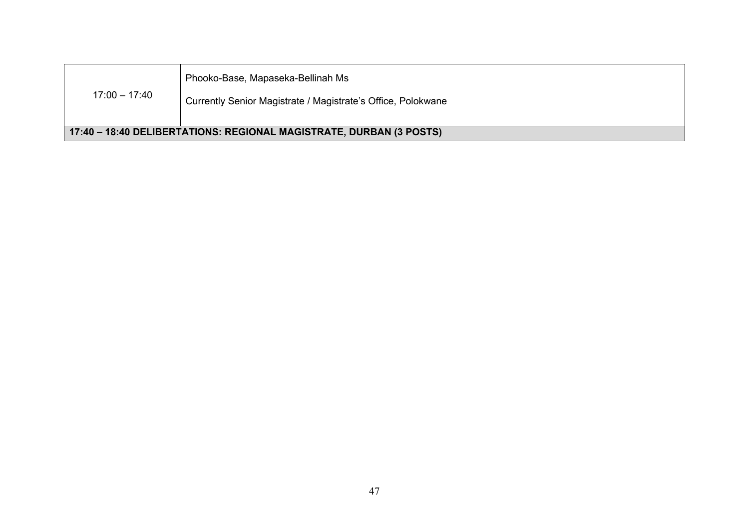| | |
|---|---|
| 17:00 – 17:40 | Phooko-Base, Mapaseka-Bellinah Ms<br><br>Currently Senior Magistrate / Magistrate's Office, Polokwane |
| **17:40 – 18:40 DELIBERTATIONS: REGIONAL MAGISTRATE, DURBAN (3 POSTS)** | |